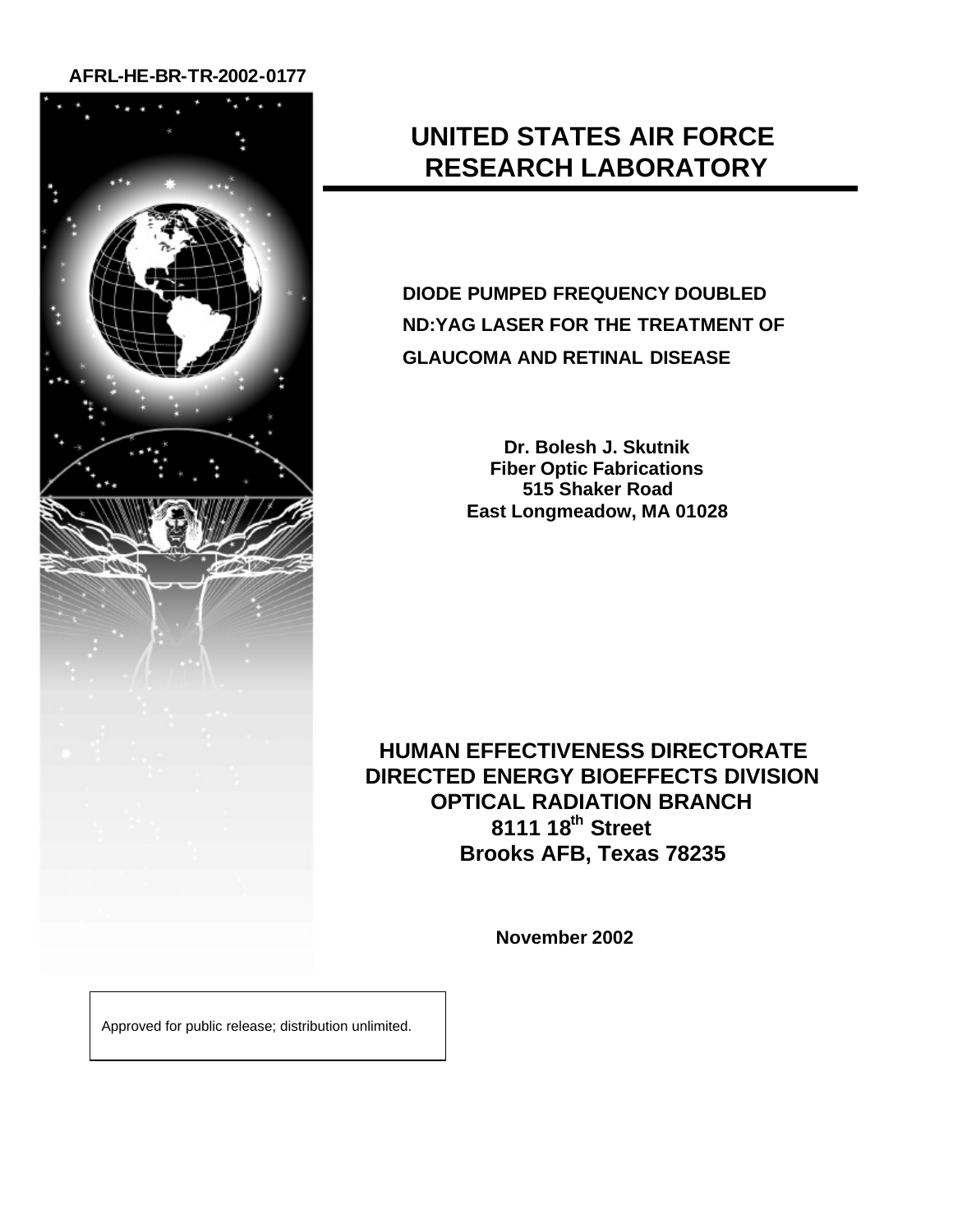AFRL-HE-BR-TR-2002-0177

# UNITED STATES AIR FORCE RESEARCH LABORATORY

## DIODE PUMPED FREQUENCY DOUBLED ND:YAG LASER FOR THE TREATMENT OF GLAUCOMA AND RETINAL DISEASE

**Dr. Bolesh J. Skutnik**
**Fiber Optic Fabrications**
**515 Shaker Road**
**East Longmeadow, MA 01028**

**HUMAN EFFECTIVENESS DIRECTORATE**
**DIRECTED ENERGY BIOEFFECTS DIVISION**
**OPTICAL RADIATION BRANCH**
**8111 18th Street**
**Brooks AFB, Texas 78235**

**November 2002**

Approved for public release; distribution unlimited.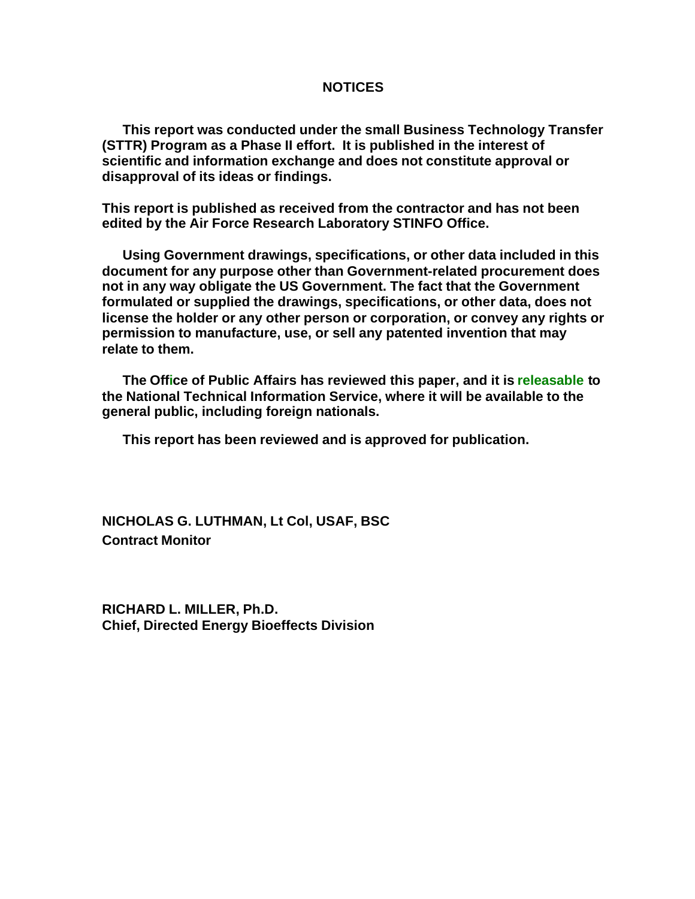# NOTICES

**This report was conducted under the small Business Technology Transfer (STTR) Program as a Phase II effort. It is published in the interest of scientific and information exchange and does not constitute approval or disapproval of its ideas or findings.**

**This report is published as received from the contractor and has not been edited by the Air Force Research Laboratory STINFO Office.**

**Using Government drawings, specifications, or other data included in this document for any purpose other than Government-related procurement does not in any way obligate the US Government. The fact that the Government formulated or supplied the drawings, specifications, or other data, does not license the holder or any other person or corporation, or convey any rights or permission to manufacture, use, or sell any patented invention that may relate to them.**

**The Office of Public Affairs has reviewed this paper, and it is releasable to the National Technical Information Service, where it will be available to the general public, including foreign nationals.**

**This report has been reviewed and is approved for publication.**

**NICHOLAS G. LUTHMAN, Lt Col, USAF, BSC**
**Contract Monitor**

**RICHARD L. MILLER, Ph.D.**
**Chief, Directed Energy Bioeffects Division**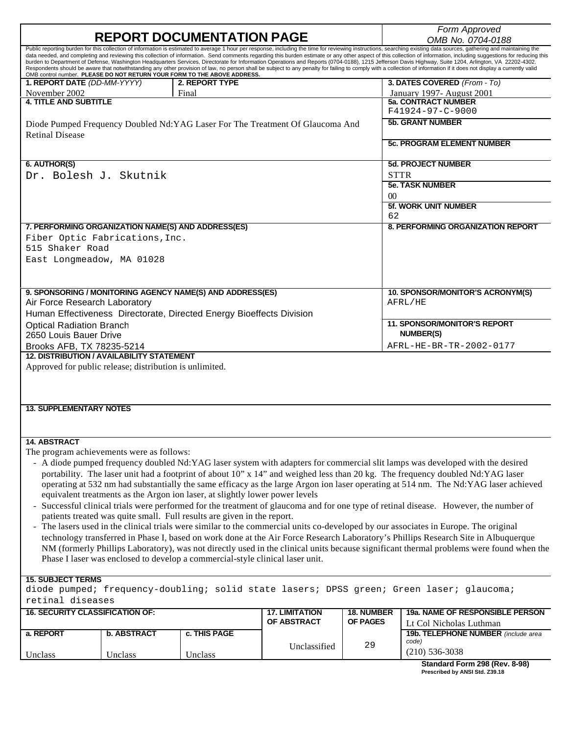# REPORT DOCUMENTATION PAGE

*Form Approved*
*OMB No. 0704-0188*

Public reporting burden for this collection of information is estimated to average 1 hour per response, including the time for reviewing instructions, searching existing data sources, gathering and maintaining the data needed, and completing and reviewing this collection of information. Send comments regarding this burden estimate or any other aspect of this collection of information, including suggestions for reducing this burden to Department of Defense, Washington Headquarters Services, Directorate for Information Operations and Reports (0704-0188), 1215 Jefferson Davis Highway, Suite 1204, Arlington, VA 22202-4302. Respondents should be aware that notwithstanding any other provision of law, no person shall be subject to any penalty for failing to comply with a collection of information if it does not display a currently valid OMB control number. **PLEASE DO NOT RETURN YOUR FORM TO THE ABOVE ADDRESS.**

| | | |
|---|---|---|
| **1. REPORT DATE** *(DD-MM-YYYY)*<br>November 2002 | **2. REPORT TYPE**<br>Final | **3. DATES COVERED** *(From - To)*<br>January 1997- August 2001 |

**4. TITLE AND SUBTITLE**

Diode Pumped Frequency Doubled Nd:YAG Laser For The Treatment Of Glaucoma And Retinal Disease

**5a. CONTRACT NUMBER**
F41924-97-C-9000

**5b. GRANT NUMBER**

**5c. PROGRAM ELEMENT NUMBER**

**6. AUTHOR(S)**
Dr. Bolesh J. Skutnik

**5d. PROJECT NUMBER**
STTR

**5e. TASK NUMBER**
00

**5f. WORK UNIT NUMBER**
62

**7. PERFORMING ORGANIZATION NAME(S) AND ADDRESS(ES)**
Fiber Optic Fabrications, Inc.
515 Shaker Road
East Longmeadow, MA 01028

**8. PERFORMING ORGANIZATION REPORT**

**9. SPONSORING / MONITORING AGENCY NAME(S) AND ADDRESS(ES)**
Air Force Research Laboratory
Human Effectiveness Directorate, Directed Energy Bioeffects Division
Optical Radiation Branch
2650 Louis Bauer Drive
Brooks AFB, TX 78235-5214

**10. SPONSOR/MONITOR'S ACRONYM(S)**
AFRL/HE

**11. SPONSOR/MONITOR'S REPORT NUMBER(S)**
AFRL-HE-BR-TR-2002-0177

**12. DISTRIBUTION / AVAILABILITY STATEMENT**
Approved for public release; distribution is unlimited.

**13. SUPPLEMENTARY NOTES**

**14. ABSTRACT**

The program achievements were as follows:

- A diode pumped frequency doubled Nd:YAG laser system with adapters for commercial slit lamps was developed with the desired portability. The laser unit had a footprint of about 10" x 14" and weighed less than 20 kg. The frequency doubled Nd:YAG laser operating at 532 nm had substantially the same efficacy as the large Argon ion laser operating at 514 nm. The Nd:YAG laser achieved equivalent treatments as the Argon ion laser, at slightly lower power levels
- Successful clinical trials were performed for the treatment of glaucoma and for one type of retinal disease. However, the number of patients treated was quite small. Full results are given in the report.
- The lasers used in the clinical trials were similar to the commercial units co-developed by our associates in Europe. The original technology transferred in Phase I, based on work done at the Air Force Research Laboratory's Phillips Research Site in Albuquerque NM (formerly Phillips Laboratory), was not directly used in the clinical units because significant thermal problems were found when the Phase I laser was enclosed to develop a commercial-style clinical laser unit.

**15. SUBJECT TERMS**
diode pumped; frequency-doubling; solid state lasers; DPSS green; Green laser; glaucoma; retinal diseases

| **16. SECURITY CLASSIFICATION OF:** | | | **17. LIMITATION OF ABSTRACT** | **18. NUMBER OF PAGES** | **19a. NAME OF RESPONSIBLE PERSON** |
|---|---|---|---|---|---|
| | | | | | Lt Col Nicholas Luthman |
| **a. REPORT** | **b. ABSTRACT** | **c. THIS PAGE** | Unclassified | 29 | **19b. TELEPHONE NUMBER** *(include area code)* |
| Unclass | Unclass | Unclass | | | (210) 536-3038 |

**Standard Form 298 (Rev. 8-98)**
**Prescribed by ANSI Std. Z39.18**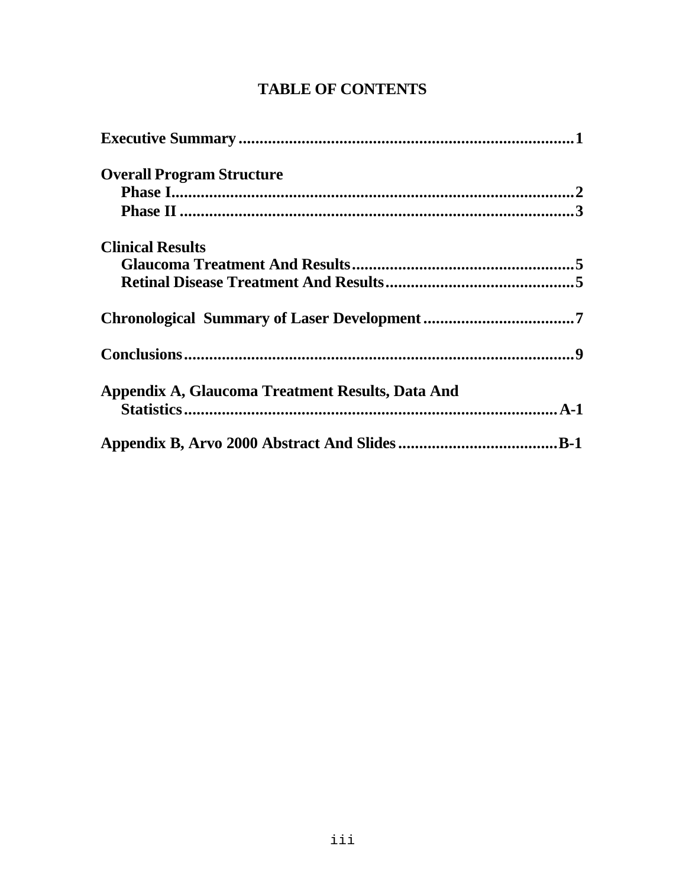# TABLE OF CONTENTS

**Executive Summary** .......... **1**

**Overall Program Structure**

- **Phase I** .......... **2**
- **Phase II** .......... **3**

**Clinical Results**

- **Glaucoma Treatment And Results** .......... **5**
- **Retinal Disease Treatment And Results** .......... **5**

**Chronological Summary of Laser Development** .......... **7**

**Conclusions** .......... **9**

**Appendix A, Glaucoma Treatment Results, Data And Statistics** .......... **A-1**

**Appendix B, Arvo 2000 Abstract And Slides** .......... **B-1**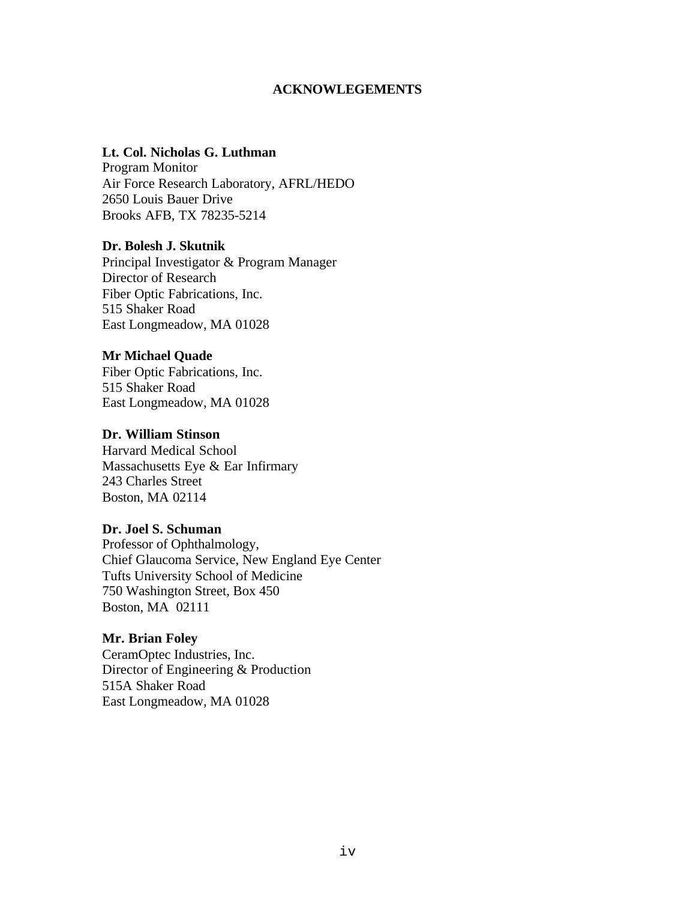# ACKNOWLEGEMENTS

**Lt. Col. Nicholas G. Luthman**
Program Monitor
Air Force Research Laboratory, AFRL/HEDO
2650 Louis Bauer Drive
Brooks AFB, TX 78235-5214

**Dr. Bolesh J. Skutnik**
Principal Investigator & Program Manager
Director of Research
Fiber Optic Fabrications, Inc.
515 Shaker Road
East Longmeadow, MA 01028

**Mr Michael Quade**
Fiber Optic Fabrications, Inc.
515 Shaker Road
East Longmeadow, MA 01028

**Dr. William Stinson**
Harvard Medical School
Massachusetts Eye & Ear Infirmary
243 Charles Street
Boston, MA 02114

**Dr. Joel S. Schuman**
Professor of Ophthalmology,
Chief Glaucoma Service, New England Eye Center
Tufts University School of Medicine
750 Washington Street, Box 450
Boston, MA 02111

**Mr. Brian Foley**
CeramOptec Industries, Inc.
Director of Engineering & Production
515A Shaker Road
East Longmeadow, MA 01028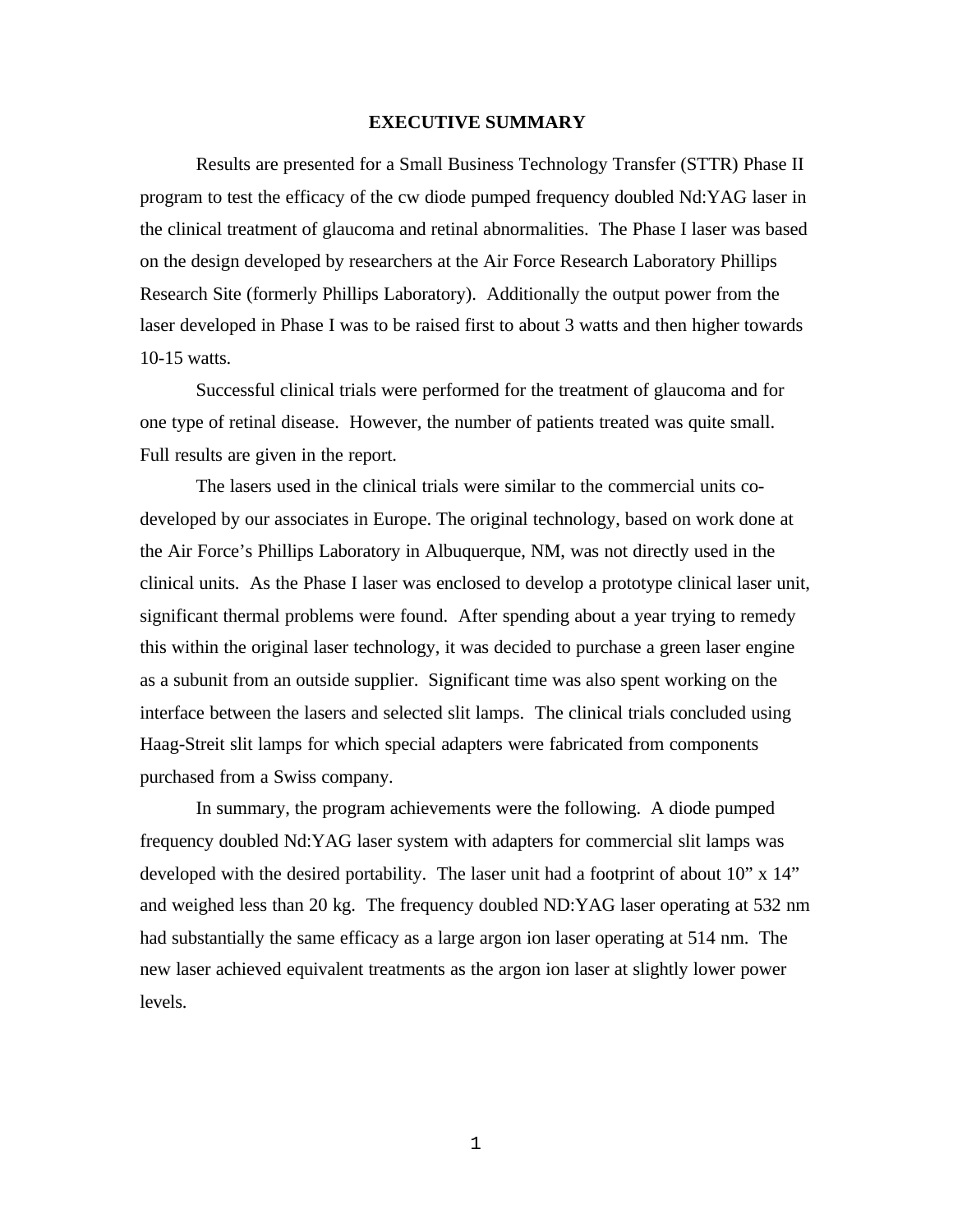# EXECUTIVE SUMMARY

Results are presented for a Small Business Technology Transfer (STTR) Phase II program to test the efficacy of the cw diode pumped frequency doubled Nd:YAG laser in the clinical treatment of glaucoma and retinal abnormalities. The Phase I laser was based on the design developed by researchers at the Air Force Research Laboratory Phillips Research Site (formerly Phillips Laboratory). Additionally the output power from the laser developed in Phase I was to be raised first to about 3 watts and then higher towards 10-15 watts.

Successful clinical trials were performed for the treatment of glaucoma and for one type of retinal disease. However, the number of patients treated was quite small. Full results are given in the report.

The lasers used in the clinical trials were similar to the commercial units co-developed by our associates in Europe. The original technology, based on work done at the Air Force's Phillips Laboratory in Albuquerque, NM, was not directly used in the clinical units. As the Phase I laser was enclosed to develop a prototype clinical laser unit, significant thermal problems were found. After spending about a year trying to remedy this within the original laser technology, it was decided to purchase a green laser engine as a subunit from an outside supplier. Significant time was also spent working on the interface between the lasers and selected slit lamps. The clinical trials concluded using Haag-Streit slit lamps for which special adapters were fabricated from components purchased from a Swiss company.

In summary, the program achievements were the following. A diode pumped frequency doubled Nd:YAG laser system with adapters for commercial slit lamps was developed with the desired portability. The laser unit had a footprint of about 10" x 14" and weighed less than 20 kg. The frequency doubled ND:YAG laser operating at 532 nm had substantially the same efficacy as a large argon ion laser operating at 514 nm. The new laser achieved equivalent treatments as the argon ion laser at slightly lower power levels.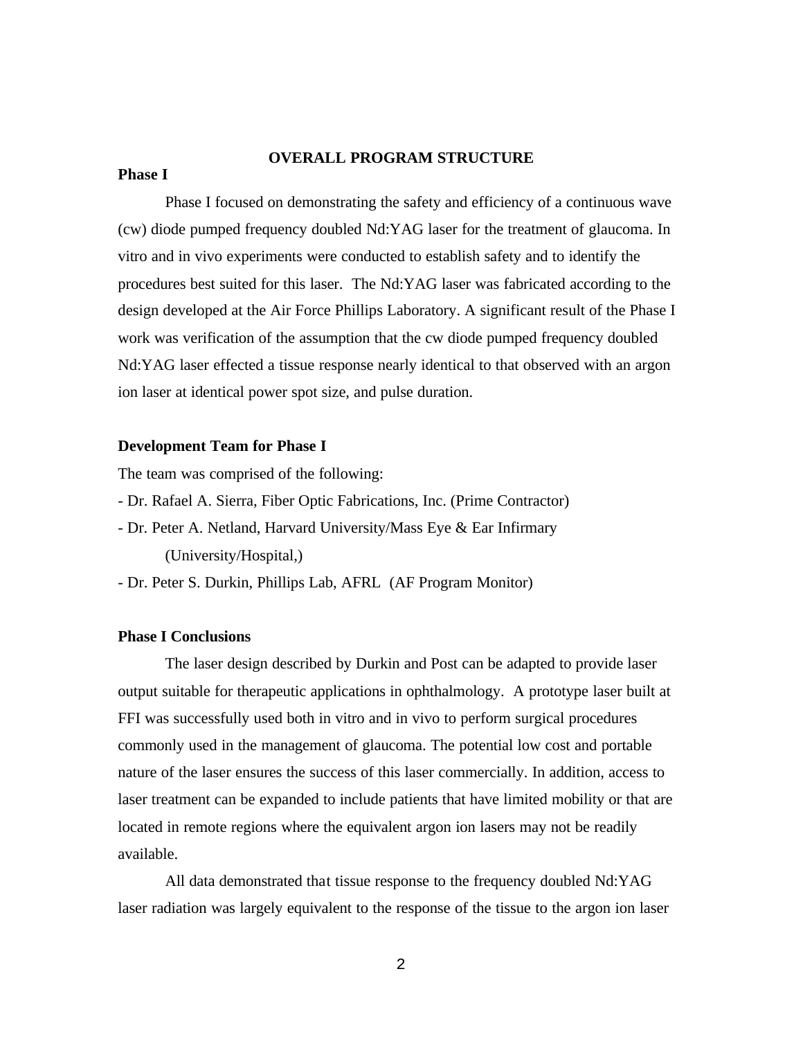## OVERALL PROGRAM STRUCTURE

**Phase I**

Phase I focused on demonstrating the safety and efficiency of a continuous wave (cw) diode pumped frequency doubled Nd:YAG laser for the treatment of glaucoma. In vitro and in vivo experiments were conducted to establish safety and to identify the procedures best suited for this laser. The Nd:YAG laser was fabricated according to the design developed at the Air Force Phillips Laboratory. A significant result of the Phase I work was verification of the assumption that the cw diode pumped frequency doubled Nd:YAG laser effected a tissue response nearly identical to that observed with an argon ion laser at identical power spot size, and pulse duration.

**Development Team for Phase I**

The team was comprised of the following:

- Dr. Rafael A. Sierra, Fiber Optic Fabrications, Inc. (Prime Contractor)
- Dr. Peter A. Netland, Harvard University/Mass Eye & Ear Infirmary (University/Hospital,)
- Dr. Peter S. Durkin, Phillips Lab, AFRL (AF Program Monitor)

**Phase I Conclusions**

The laser design described by Durkin and Post can be adapted to provide laser output suitable for therapeutic applications in ophthalmology. A prototype laser built at FFI was successfully used both in vitro and in vivo to perform surgical procedures commonly used in the management of glaucoma. The potential low cost and portable nature of the laser ensures the success of this laser commercially. In addition, access to laser treatment can be expanded to include patients that have limited mobility or that are located in remote regions where the equivalent argon ion lasers may not be readily available.

All data demonstrated that tissue response to the frequency doubled Nd:YAG laser radiation was largely equivalent to the response of the tissue to the argon ion laser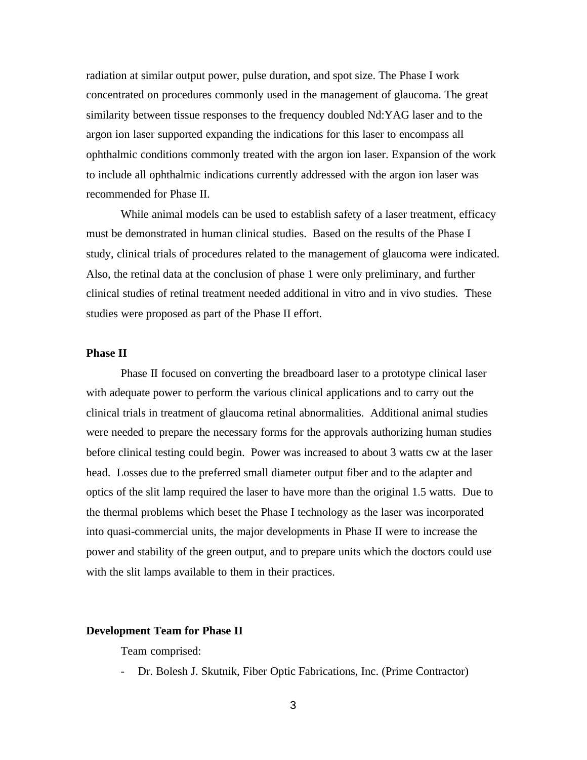radiation at similar output power, pulse duration, and spot size. The Phase I work concentrated on procedures commonly used in the management of glaucoma. The great similarity between tissue responses to the frequency doubled Nd:YAG laser and to the argon ion laser supported expanding the indications for this laser to encompass all ophthalmic conditions commonly treated with the argon ion laser. Expansion of the work to include all ophthalmic indications currently addressed with the argon ion laser was recommended for Phase II.

While animal models can be used to establish safety of a laser treatment, efficacy must be demonstrated in human clinical studies. Based on the results of the Phase I study, clinical trials of procedures related to the management of glaucoma were indicated. Also, the retinal data at the conclusion of phase 1 were only preliminary, and further clinical studies of retinal treatment needed additional in vitro and in vivo studies. These studies were proposed as part of the Phase II effort.

**Phase II**

Phase II focused on converting the breadboard laser to a prototype clinical laser with adequate power to perform the various clinical applications and to carry out the clinical trials in treatment of glaucoma retinal abnormalities. Additional animal studies were needed to prepare the necessary forms for the approvals authorizing human studies before clinical testing could begin. Power was increased to about 3 watts cw at the laser head. Losses due to the preferred small diameter output fiber and to the adapter and optics of the slit lamp required the laser to have more than the original 1.5 watts. Due to the thermal problems which beset the Phase I technology as the laser was incorporated into quasi-commercial units, the major developments in Phase II were to increase the power and stability of the green output, and to prepare units which the doctors could use with the slit lamps available to them in their practices.

**Development Team for Phase II**

Team comprised:

- Dr. Bolesh J. Skutnik, Fiber Optic Fabrications, Inc. (Prime Contractor)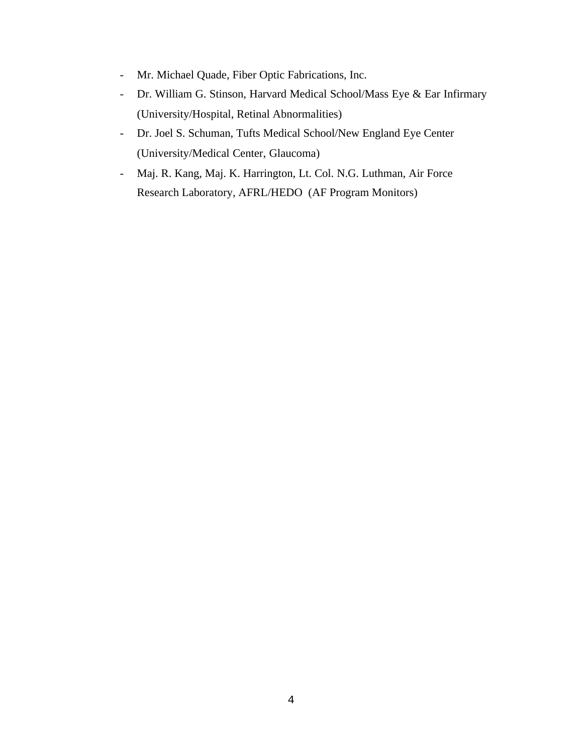- Mr. Michael Quade, Fiber Optic Fabrications, Inc.
- Dr. William G. Stinson, Harvard Medical School/Mass Eye & Ear Infirmary (University/Hospital, Retinal Abnormalities)
- Dr. Joel S. Schuman, Tufts Medical School/New England Eye Center (University/Medical Center, Glaucoma)
- Maj. R. Kang, Maj. K. Harrington, Lt. Col. N.G. Luthman, Air Force Research Laboratory, AFRL/HEDO (AF Program Monitors)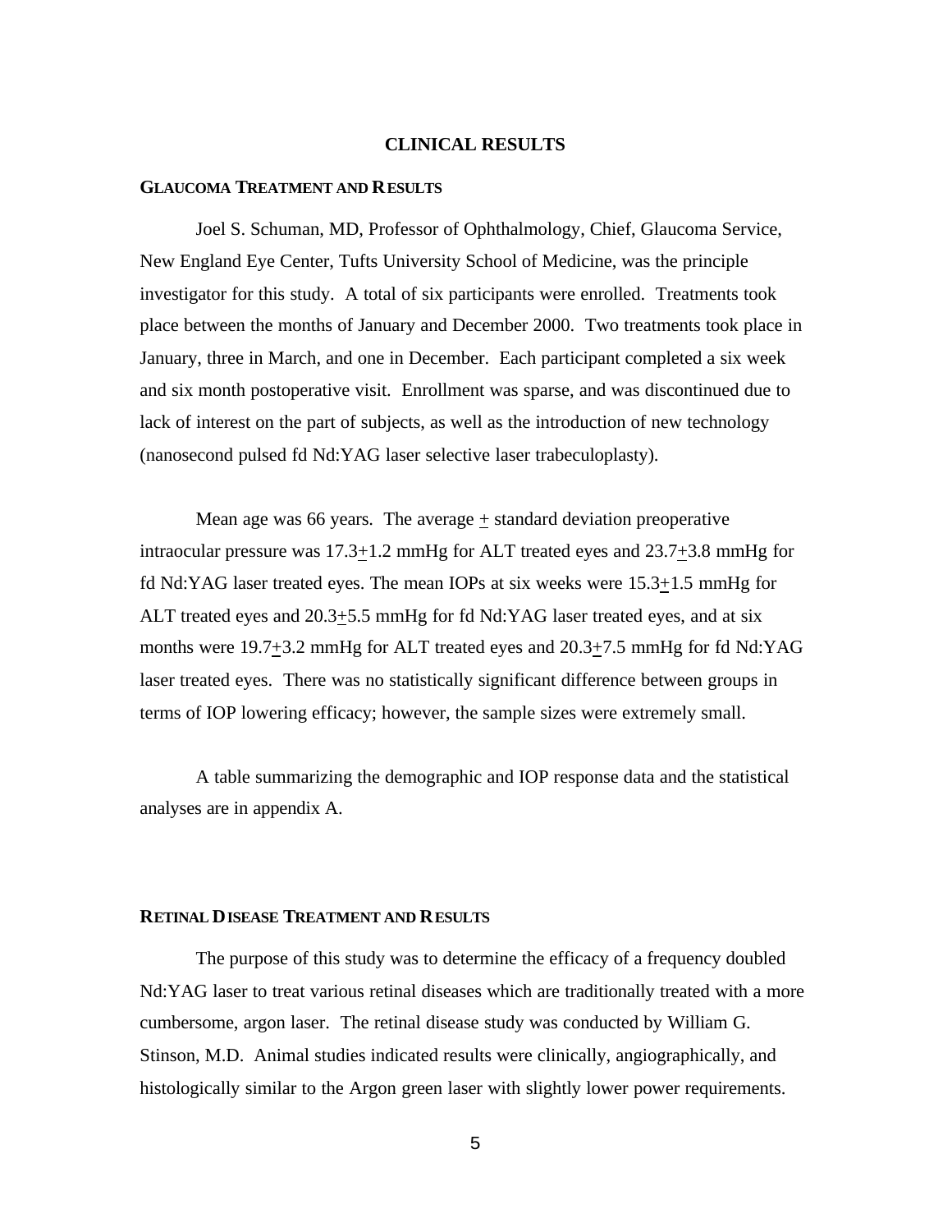# CLINICAL RESULTS

## GLAUCOMA TREATMENT AND RESULTS

Joel S. Schuman, MD, Professor of Ophthalmology, Chief, Glaucoma Service, New England Eye Center, Tufts University School of Medicine, was the principle investigator for this study. A total of six participants were enrolled. Treatments took place between the months of January and December 2000. Two treatments took place in January, three in March, and one in December. Each participant completed a six week and six month postoperative visit. Enrollment was sparse, and was discontinued due to lack of interest on the part of subjects, as well as the introduction of new technology (nanosecond pulsed fd Nd:YAG laser selective laser trabeculoplasty).

Mean age was 66 years. The average $\pm$ standard deviation preoperative intraocular pressure was $17.3 \pm 1.2$ mmHg for ALT treated eyes and $23.7 \pm 3.8$ mmHg for fd Nd:YAG laser treated eyes. The mean IOPs at six weeks were $15.3 \pm 1.5$ mmHg for ALT treated eyes and $20.3 \pm 5.5$ mmHg for fd Nd:YAG laser treated eyes, and at six months were $19.7 \pm 3.2$ mmHg for ALT treated eyes and $20.3 \pm 7.5$ mmHg for fd Nd:YAG laser treated eyes. There was no statistically significant difference between groups in terms of IOP lowering efficacy; however, the sample sizes were extremely small.

A table summarizing the demographic and IOP response data and the statistical analyses are in appendix A.

## RETINAL DISEASE TREATMENT AND RESULTS

The purpose of this study was to determine the efficacy of a frequency doubled Nd:YAG laser to treat various retinal diseases which are traditionally treated with a more cumbersome, argon laser. The retinal disease study was conducted by William G. Stinson, M.D. Animal studies indicated results were clinically, angiographically, and histologically similar to the Argon green laser with slightly lower power requirements.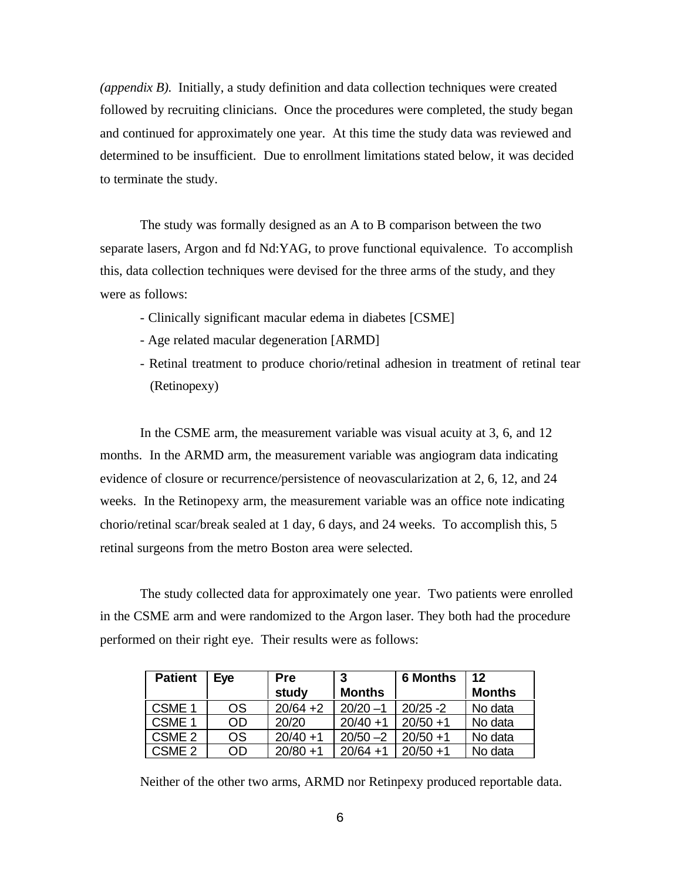*(appendix B).* Initially, a study definition and data collection techniques were created followed by recruiting clinicians. Once the procedures were completed, the study began and continued for approximately one year. At this time the study data was reviewed and determined to be insufficient. Due to enrollment limitations stated below, it was decided to terminate the study.

The study was formally designed as an A to B comparison between the two separate lasers, Argon and fd Nd:YAG, to prove functional equivalence. To accomplish this, data collection techniques were devised for the three arms of the study, and they were as follows:

- Clinically significant macular edema in diabetes [CSME]
- Age related macular degeneration [ARMD]
- Retinal treatment to produce chorio/retinal adhesion in treatment of retinal tear (Retinopexy)

In the CSME arm, the measurement variable was visual acuity at 3, 6, and 12 months. In the ARMD arm, the measurement variable was angiogram data indicating evidence of closure or recurrence/persistence of neovascularization at 2, 6, 12, and 24 weeks. In the Retinopexy arm, the measurement variable was an office note indicating chorio/retinal scar/break sealed at 1 day, 6 days, and 24 weeks. To accomplish this, 5 retinal surgeons from the metro Boston area were selected.

The study collected data for approximately one year. Two patients were enrolled in the CSME arm and were randomized to the Argon laser. They both had the procedure performed on their right eye. Their results were as follows:

| Patient | Eye | Pre study | 3 Months | 6 Months | 12 Months |
|---|---|---|---|---|---|
| CSME 1 | OS | 20/64 +2 | 20/20 –1 | 20/25 -2 | No data |
| CSME 1 | OD | 20/20 | 20/40 +1 | 20/50 +1 | No data |
| CSME 2 | OS | 20/40 +1 | 20/50 –2 | 20/50 +1 | No data |
| CSME 2 | OD | 20/80 +1 | 20/64 +1 | 20/50 +1 | No data |

Neither of the other two arms, ARMD nor Retinpexy produced reportable data.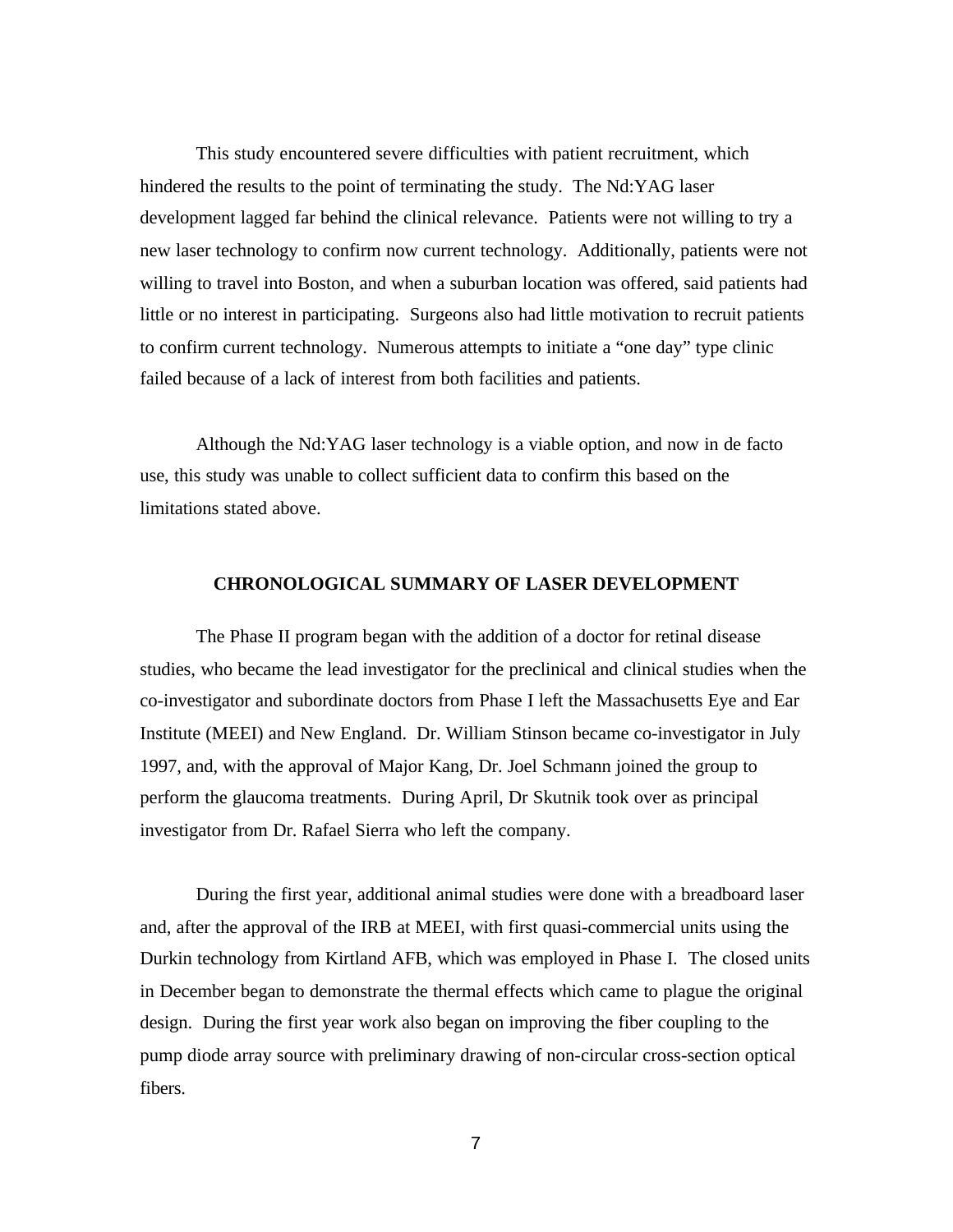This study encountered severe difficulties with patient recruitment, which hindered the results to the point of terminating the study. The Nd:YAG laser development lagged far behind the clinical relevance. Patients were not willing to try a new laser technology to confirm now current technology. Additionally, patients were not willing to travel into Boston, and when a suburban location was offered, said patients had little or no interest in participating. Surgeons also had little motivation to recruit patients to confirm current technology. Numerous attempts to initiate a "one day" type clinic failed because of a lack of interest from both facilities and patients.

Although the Nd:YAG laser technology is a viable option, and now in de facto use, this study was unable to collect sufficient data to confirm this based on the limitations stated above.

## CHRONOLOGICAL SUMMARY OF LASER DEVELOPMENT

The Phase II program began with the addition of a doctor for retinal disease studies, who became the lead investigator for the preclinical and clinical studies when the co-investigator and subordinate doctors from Phase I left the Massachusetts Eye and Ear Institute (MEEI) and New England. Dr. William Stinson became co-investigator in July 1997, and, with the approval of Major Kang, Dr. Joel Schmann joined the group to perform the glaucoma treatments. During April, Dr Skutnik took over as principal investigator from Dr. Rafael Sierra who left the company.

During the first year, additional animal studies were done with a breadboard laser and, after the approval of the IRB at MEEI, with first quasi-commercial units using the Durkin technology from Kirtland AFB, which was employed in Phase I. The closed units in December began to demonstrate the thermal effects which came to plague the original design. During the first year work also began on improving the fiber coupling to the pump diode array source with preliminary drawing of non-circular cross-section optical fibers.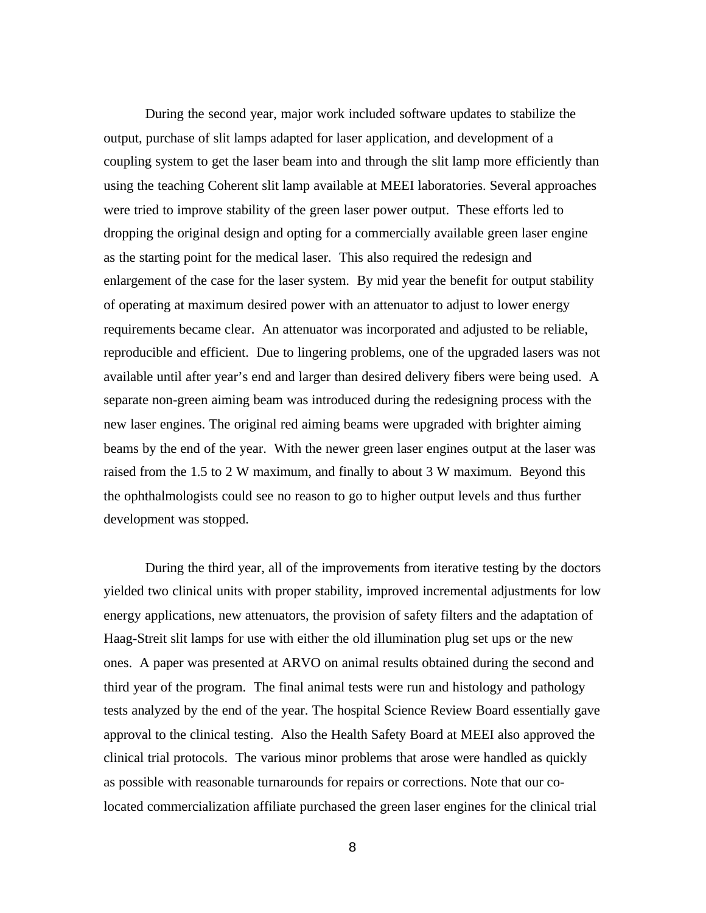During the second year, major work included software updates to stabilize the output, purchase of slit lamps adapted for laser application, and development of a coupling system to get the laser beam into and through the slit lamp more efficiently than using the teaching Coherent slit lamp available at MEEI laboratories. Several approaches were tried to improve stability of the green laser power output. These efforts led to dropping the original design and opting for a commercially available green laser engine as the starting point for the medical laser. This also required the redesign and enlargement of the case for the laser system. By mid year the benefit for output stability of operating at maximum desired power with an attenuator to adjust to lower energy requirements became clear. An attenuator was incorporated and adjusted to be reliable, reproducible and efficient. Due to lingering problems, one of the upgraded lasers was not available until after year's end and larger than desired delivery fibers were being used. A separate non-green aiming beam was introduced during the redesigning process with the new laser engines. The original red aiming beams were upgraded with brighter aiming beams by the end of the year. With the newer green laser engines output at the laser was raised from the 1.5 to 2 W maximum, and finally to about 3 W maximum. Beyond this the ophthalmologists could see no reason to go to higher output levels and thus further development was stopped.

During the third year, all of the improvements from iterative testing by the doctors yielded two clinical units with proper stability, improved incremental adjustments for low energy applications, new attenuators, the provision of safety filters and the adaptation of Haag-Streit slit lamps for use with either the old illumination plug set ups or the new ones. A paper was presented at ARVO on animal results obtained during the second and third year of the program. The final animal tests were run and histology and pathology tests analyzed by the end of the year. The hospital Science Review Board essentially gave approval to the clinical testing. Also the Health Safety Board at MEEI also approved the clinical trial protocols. The various minor problems that arose were handled as quickly as possible with reasonable turnarounds for repairs or corrections. Note that our co-located commercialization affiliate purchased the green laser engines for the clinical trial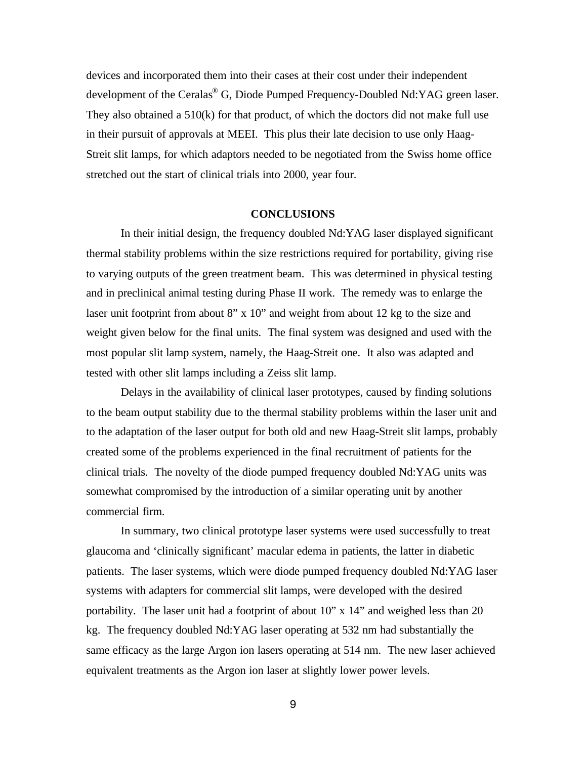devices and incorporated them into their cases at their cost under their independent development of the Ceralas® G, Diode Pumped Frequency-Doubled Nd:YAG green laser. They also obtained a 510(k) for that product, of which the doctors did not make full use in their pursuit of approvals at MEEI. This plus their late decision to use only Haag-Streit slit lamps, for which adaptors needed to be negotiated from the Swiss home office stretched out the start of clinical trials into 2000, year four.

## CONCLUSIONS

In their initial design, the frequency doubled Nd:YAG laser displayed significant thermal stability problems within the size restrictions required for portability, giving rise to varying outputs of the green treatment beam. This was determined in physical testing and in preclinical animal testing during Phase II work. The remedy was to enlarge the laser unit footprint from about 8" x 10" and weight from about 12 kg to the size and weight given below for the final units. The final system was designed and used with the most popular slit lamp system, namely, the Haag-Streit one. It also was adapted and tested with other slit lamps including a Zeiss slit lamp.

Delays in the availability of clinical laser prototypes, caused by finding solutions to the beam output stability due to the thermal stability problems within the laser unit and to the adaptation of the laser output for both old and new Haag-Streit slit lamps, probably created some of the problems experienced in the final recruitment of patients for the clinical trials. The novelty of the diode pumped frequency doubled Nd:YAG units was somewhat compromised by the introduction of a similar operating unit by another commercial firm.

In summary, two clinical prototype laser systems were used successfully to treat glaucoma and 'clinically significant' macular edema in patients, the latter in diabetic patients. The laser systems, which were diode pumped frequency doubled Nd:YAG laser systems with adapters for commercial slit lamps, were developed with the desired portability. The laser unit had a footprint of about 10" x 14" and weighed less than 20 kg. The frequency doubled Nd:YAG laser operating at 532 nm had substantially the same efficacy as the large Argon ion lasers operating at 514 nm. The new laser achieved equivalent treatments as the Argon ion laser at slightly lower power levels.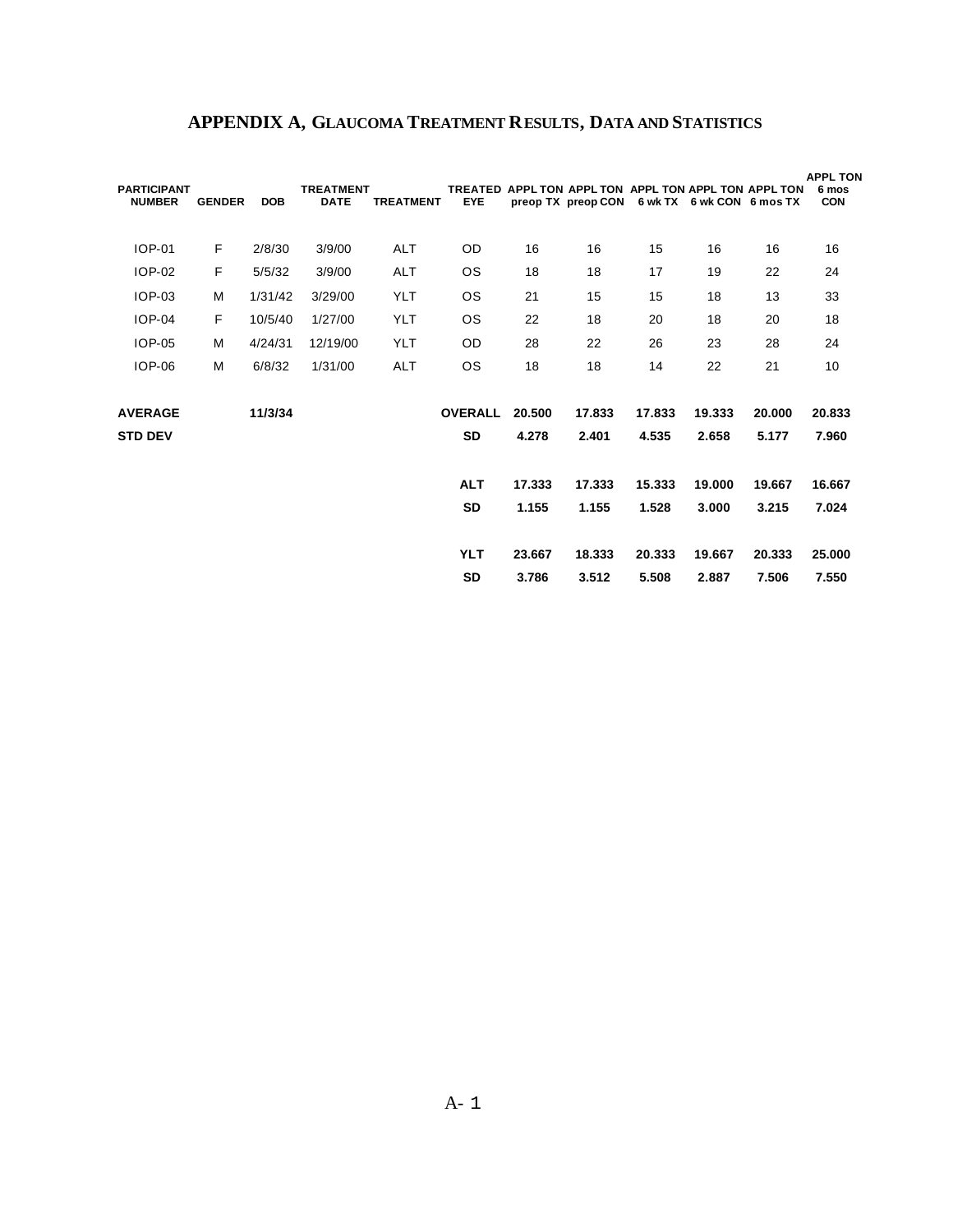# APPENDIX A, GLAUCOMA TREATMENT RESULTS, DATA AND STATISTICS

| PARTICIPANT NUMBER | GENDER | DOB | TREATMENT DATE | TREATMENT | TREATED EYE | APPL TON preop TX | APPL TON preop CON | APPL TON 6 wk TX | APPL TON 6 wk CON | APPL TON 6 mos TX | APPL TON 6 mos CON |
|---|---|---|---|---|---|---|---|---|---|---|---|
| IOP-01 | F | 2/8/30 | 3/9/00 | ALT | OD | 16 | 16 | 15 | 16 | 16 | 16 |
| IOP-02 | F | 5/5/32 | 3/9/00 | ALT | OS | 18 | 18 | 17 | 19 | 22 | 24 |
| IOP-03 | M | 1/31/42 | 3/29/00 | YLT | OS | 21 | 15 | 15 | 18 | 13 | 33 |
| IOP-04 | F | 10/5/40 | 1/27/00 | YLT | OS | 22 | 18 | 20 | 18 | 20 | 18 |
| IOP-05 | M | 4/24/31 | 12/19/00 | YLT | OD | 28 | 22 | 26 | 23 | 28 | 24 |
| IOP-06 | M | 6/8/32 | 1/31/00 | ALT | OS | 18 | 18 | 14 | 22 | 21 | 10 |
| **AVERAGE** | | **11/3/34** | | | **OVERALL** | **20.500** | **17.833** | **17.833** | **19.333** | **20.000** | **20.833** |
| **STD DEV** | | | | | **SD** | **4.278** | **2.401** | **4.535** | **2.658** | **5.177** | **7.960** |
| | | | | | **ALT** | **17.333** | **17.333** | **15.333** | **19.000** | **19.667** | **16.667** |
| | | | | | **SD** | **1.155** | **1.155** | **1.528** | **3.000** | **3.215** | **7.024** |
| | | | | | **YLT** | **23.667** | **18.333** | **20.333** | **19.667** | **20.333** | **25.000** |
| | | | | | **SD** | **3.786** | **3.512** | **5.508** | **2.887** | **7.506** | **7.550** |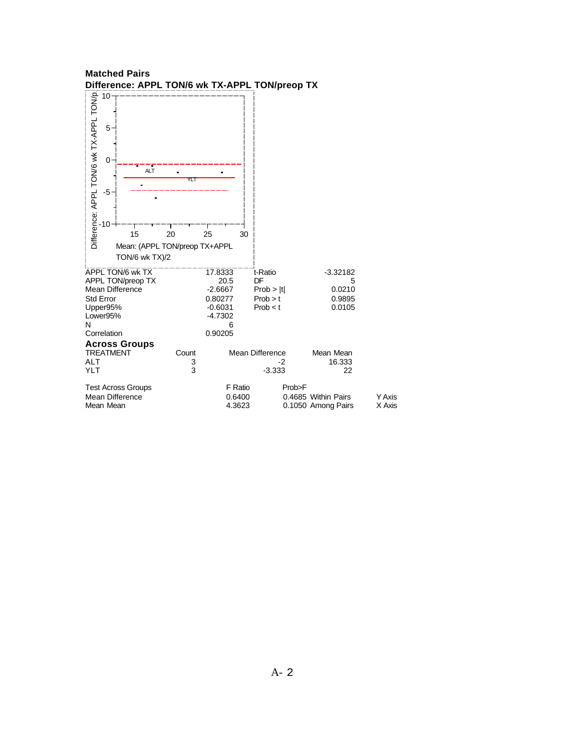**Matched Pairs**

**Difference: APPL TON/6 wk TX-APPL TON/preop TX**

| | | | |
|---|---|---|---|
| APPL TON/6 wk TX | 17.8333 | t-Ratio | -3.32182 |
| APPL TON/preop TX | 20.5 | DF | 5 |
| Mean Difference | -2.6667 | Prob > \|t\| | 0.0210 |
| Std Error | 0.80277 | Prob > t | 0.9895 |
| Upper95% | -0.6031 | Prob < t | 0.0105 |
| Lower95% | -4.7302 | | |
| N | 6 | | |
| Correlation | 0.90205 | | |

**Across Groups**

| TREATMENT | Count | Mean Difference | Mean Mean |
|---|---|---|---|
| ALT | 3 | -2 | 16.333 |
| YLT | 3 | -3.333 | 22 |

| Test Across Groups | F Ratio | Prob>F | | |
|---|---|---|---|---|
| Mean Difference | 0.6400 | 0.4685 | Within Pairs | Y Axis |
| Mean Mean | 4.3623 | 0.1050 | Among Pairs | X Axis |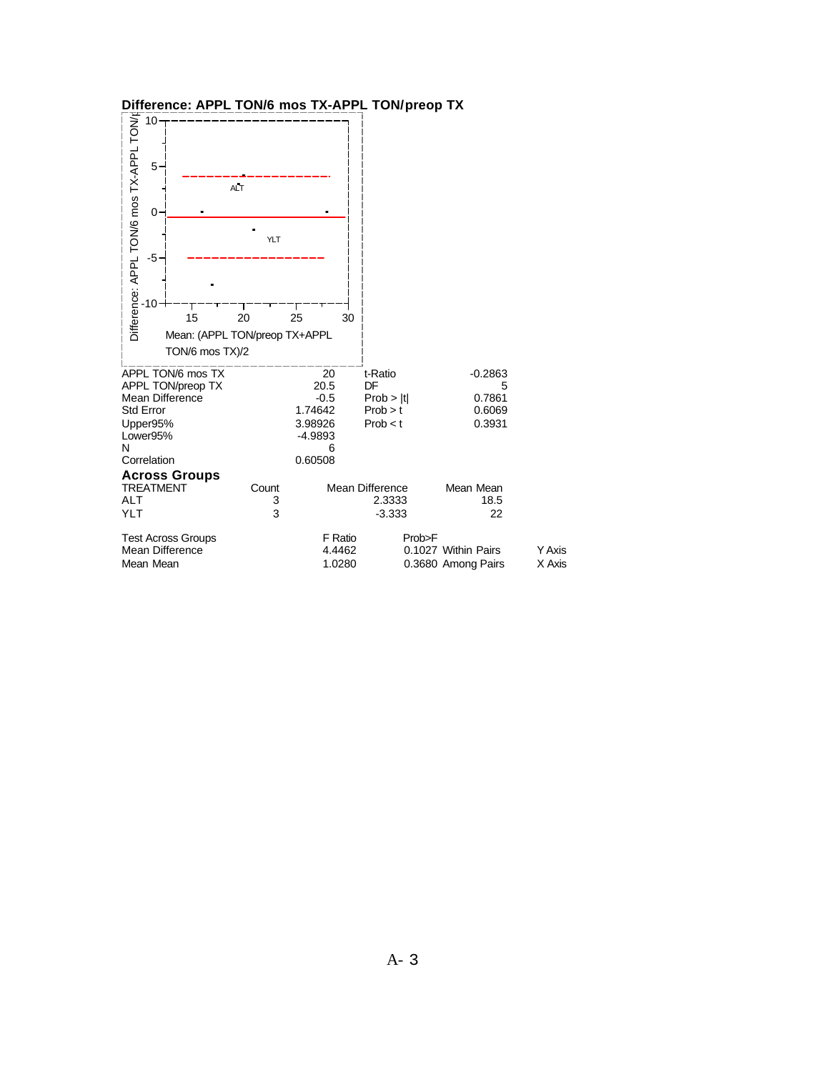**Difference: APPL TON/6 mos TX-APPL TON/preop TX**

| | | | |
|---|---|---|---|
| APPL TON/6 mos TX | 20 | t-Ratio | -0.2863 |
| APPL TON/preop TX | 20.5 | DF | 5 |
| Mean Difference | -0.5 | Prob > \|t\| | 0.7861 |
| Std Error | 1.74642 | Prob > t | 0.6069 |
| Upper95% | 3.98926 | Prob < t | 0.3931 |
| Lower95% | -4.9893 | | |
| N | 6 | | |
| Correlation | 0.60508 | | |

### Across Groups

| TREATMENT | Count | Mean Difference | Mean Mean |
|---|---|---|---|
| ALT | 3 | 2.3333 | 18.5 |
| YLT | 3 | -3.333 | 22 |

| Test Across Groups | F Ratio | Prob>F | | |
|---|---|---|---|---|
| Mean Difference | 4.4462 | 0.1027 | Within Pairs | Y Axis |
| Mean Mean | 1.0280 | 0.3680 | Among Pairs | X Axis |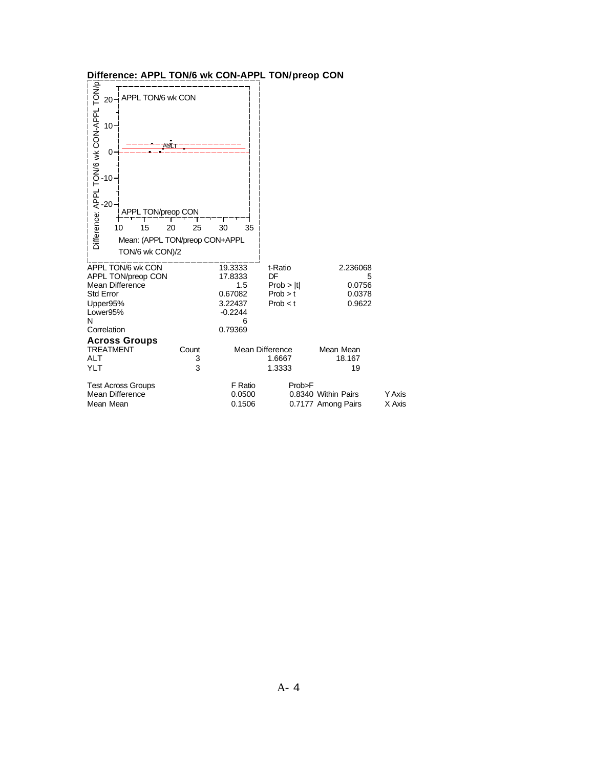## Difference: APPL TON/6 wk CON-APPL TON/preop CON

| | | | |
|---|---|---|---|
| APPL TON/6 wk CON | 19.3333 | t-Ratio | 2.236068 |
| APPL TON/preop CON | 17.8333 | DF | 5 |
| Mean Difference | 1.5 | Prob > \|t\| | 0.0756 |
| Std Error | 0.67082 | Prob > t | 0.0378 |
| Upper95% | 3.22437 | Prob < t | 0.9622 |
| Lower95% | -0.2244 | | |
| N | 6 | | |
| Correlation | 0.79369 | | |

### Across Groups

| TREATMENT | Count | Mean Difference | Mean Mean |
|---|---|---|---|
| ALT | 3 | 1.6667 | 18.167 |
| YLT | 3 | 1.3333 | 19 |

| Test Across Groups | F Ratio | Prob>F | | |
|---|---|---|---|---|
| Mean Difference | 0.0500 | 0.8340 | Within Pairs | Y Axis |
| Mean Mean | 0.1506 | 0.7177 | Among Pairs | X Axis |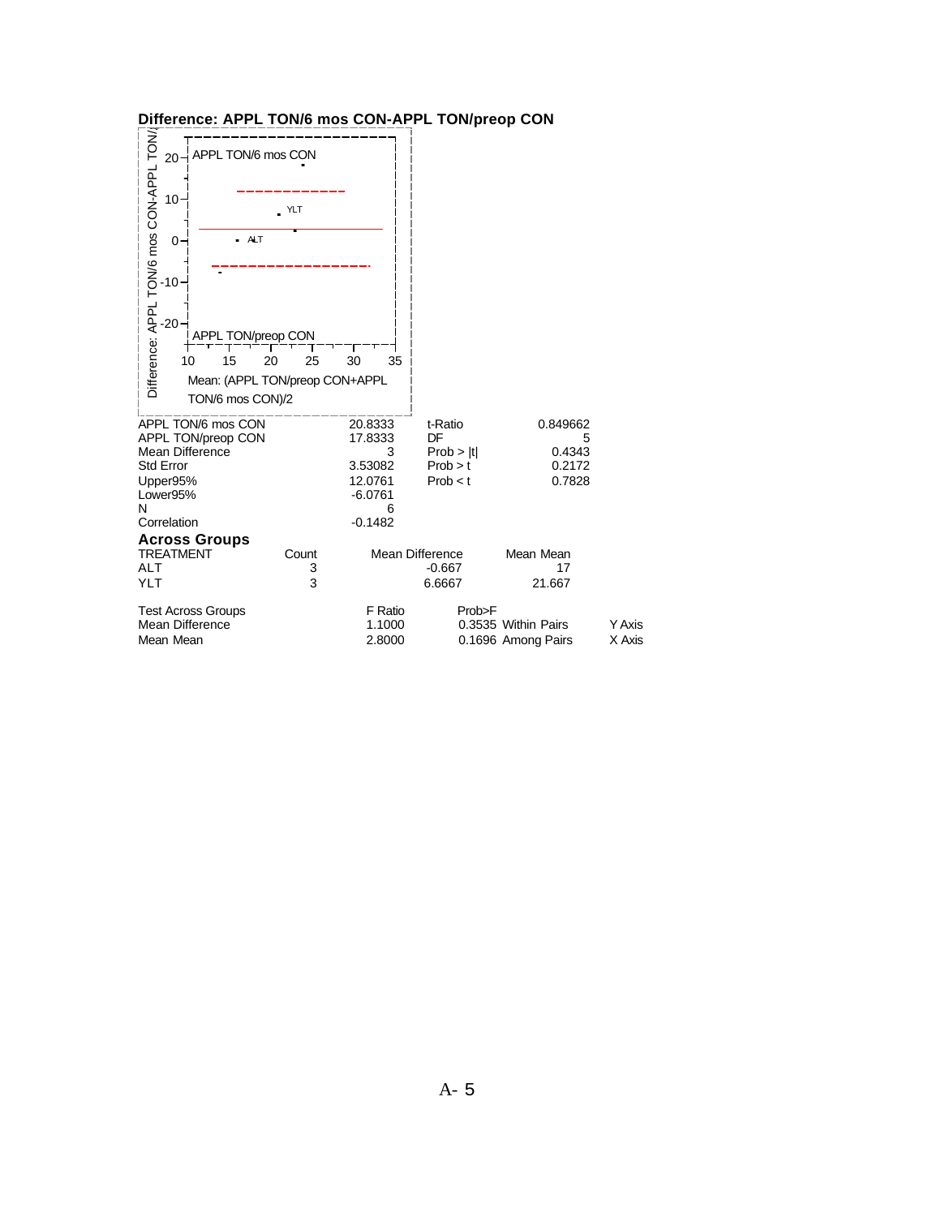## Difference: APPL TON/6 mos CON-APPL TON/preop CON

| | | | |
|---|---|---|---|
| APPL TON/6 mos CON | 20.8333 | t-Ratio | 0.849662 |
| APPL TON/preop CON | 17.8333 | DF | 5 |
| Mean Difference | 3 | Prob > \|t\| | 0.4343 |
| Std Error | 3.53082 | Prob > t | 0.2172 |
| Upper95% | 12.0761 | Prob < t | 0.7828 |
| Lower95% | -6.0761 | | |
| N | 6 | | |
| Correlation | -0.1482 | | |

### Across Groups

| TREATMENT | Count | Mean Difference | Mean Mean |
|---|---|---|---|
| ALT | 3 | -0.667 | 17 |
| YLT | 3 | 6.6667 | 21.667 |

| Test Across Groups | F Ratio | Prob>F | | |
|---|---|---|---|---|
| Mean Difference | 1.1000 | 0.3535 | Within Pairs | Y Axis |
| Mean Mean | 2.8000 | 0.1696 | Among Pairs | X Axis |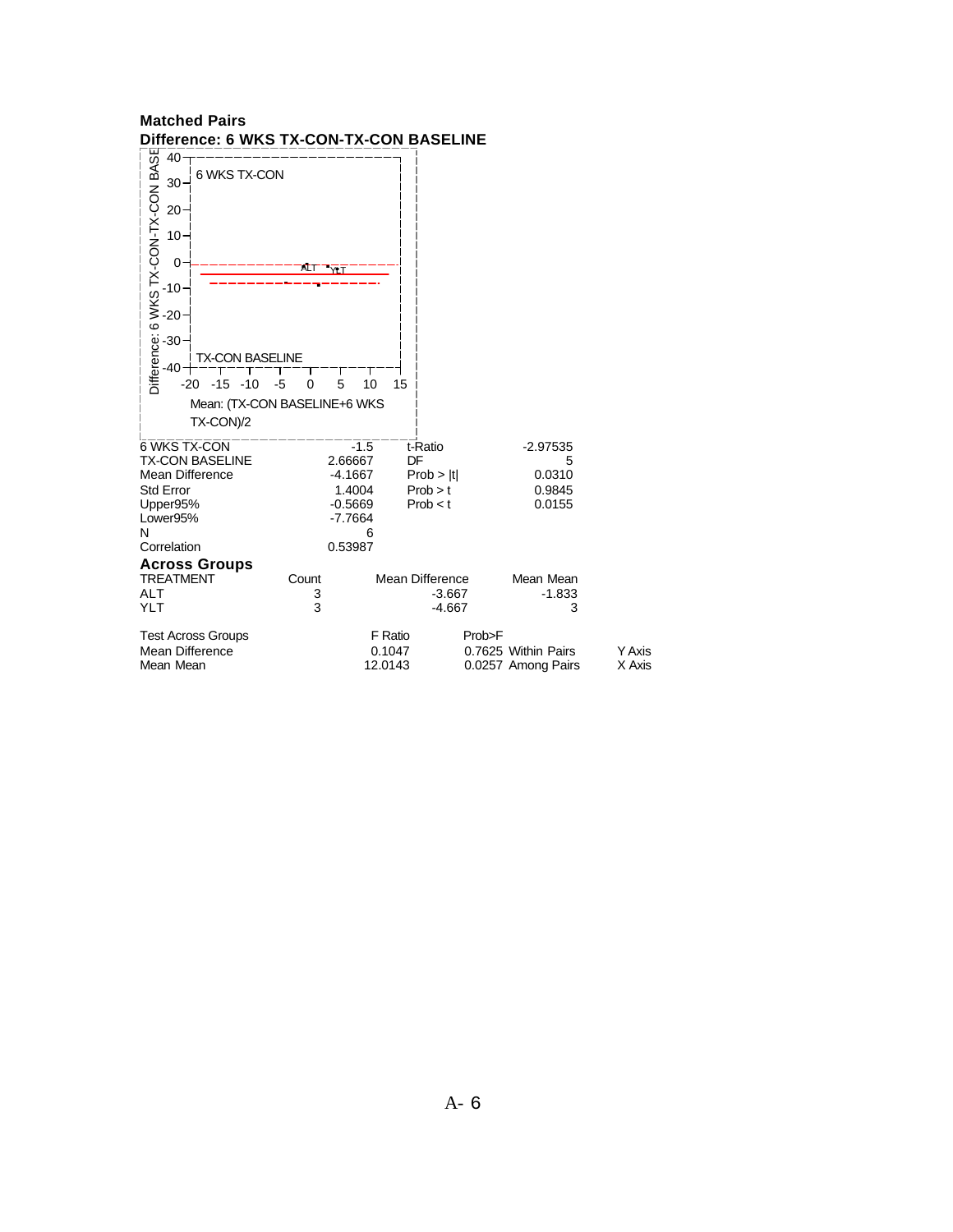## Matched Pairs

### Difference: 6 WKS TX-CON-TX-CON BASELINE

| | | | |
|---|---|---|---|
| 6 WKS TX-CON | -1.5 | t-Ratio | -2.97535 |
| TX-CON BASELINE | 2.66667 | DF | 5 |
| Mean Difference | -4.1667 | Prob > \|t\| | 0.0310 |
| Std Error | 1.4004 | Prob > t | 0.9845 |
| Upper95% | -0.5669 | Prob < t | 0.0155 |
| Lower95% | -7.7664 | | |
| N | 6 | | |
| Correlation | 0.53987 | | |

### Across Groups

| TREATMENT | Count | Mean Difference | Mean Mean |
|---|---|---|---|
| ALT | 3 | -3.667 | -1.833 |
| YLT | 3 | -4.667 | 3 |

| Test Across Groups | F Ratio | Prob>F | | |
|---|---|---|---|---|
| Mean Difference | 0.1047 | 0.7625 | Within Pairs | Y Axis |
| Mean Mean | 12.0143 | 0.0257 | Among Pairs | X Axis |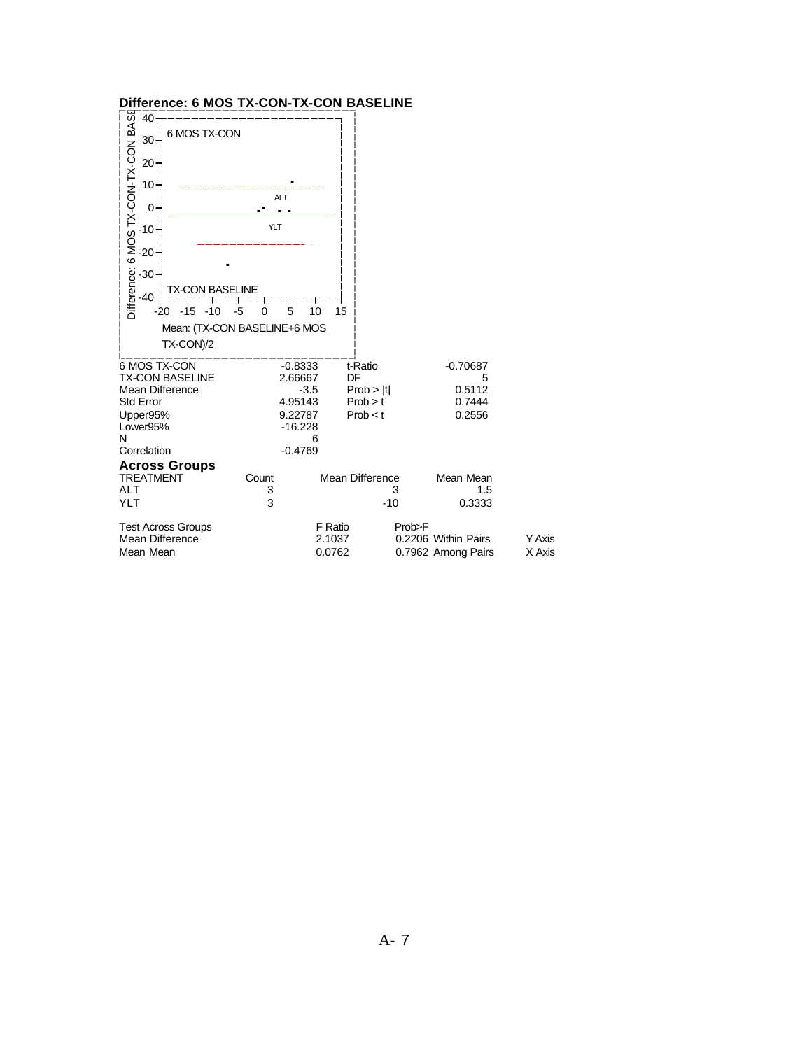**Difference: 6 MOS TX-CON-TX-CON BASELINE**

| | | | |
|---|---|---|---|
| 6 MOS TX-CON | -0.8333 | t-Ratio | -0.70687 |
| TX-CON BASELINE | 2.66667 | DF | 5 |
| Mean Difference | -3.5 | Prob > \|t\| | 0.5112 |
| Std Error | 4.95143 | Prob > t | 0.7444 |
| Upper95% | 9.22787 | Prob < t | 0.2556 |
| Lower95% | -16.228 | | |
| N | 6 | | |
| Correlation | -0.4769 | | |

**Across Groups**

| TREATMENT | Count | Mean Difference | Mean Mean |
|---|---|---|---|
| ALT | 3 | 3 | 1.5 |
| YLT | 3 | -10 | 0.3333 |

| Test Across Groups | F Ratio | Prob>F | | |
|---|---|---|---|---|
| Mean Difference | 2.1037 | 0.2206 | Within Pairs | Y Axis |
| Mean Mean | 0.0762 | 0.7962 | Among Pairs | X Axis |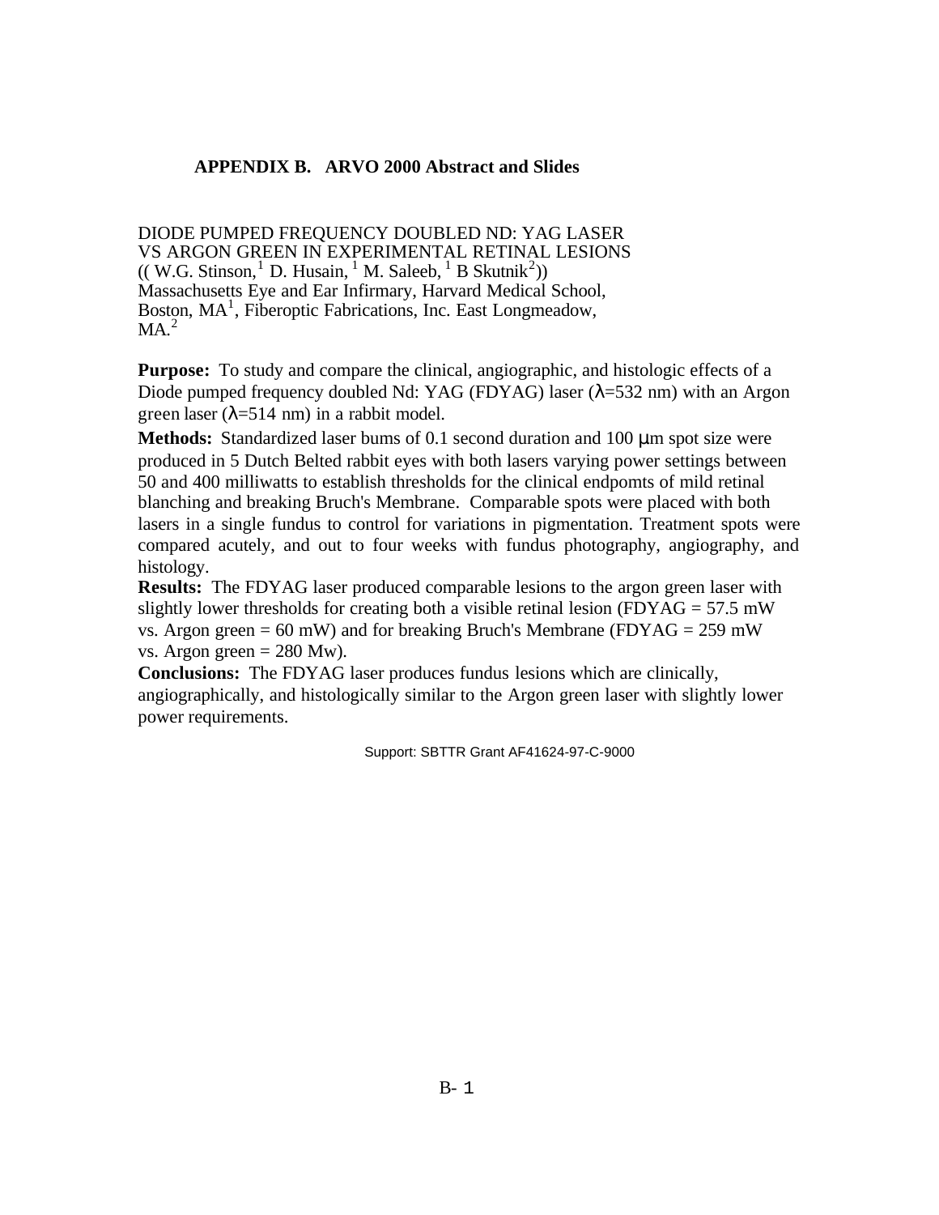## APPENDIX B. ARVO 2000 Abstract and Slides

DIODE PUMPED FREQUENCY DOUBLED ND: YAG LASER VS ARGON GREEN IN EXPERIMENTAL RETINAL LESIONS
(( W.G. Stinson,[1] D. Husain, [1] M. Saleeb, [1] B Skutnik[2]))
Massachusetts Eye and Ear Infirmary, Harvard Medical School, Boston, MA[1], Fiberoptic Fabrications, Inc. East Longmeadow, MA.[2]

**Purpose:** To study and compare the clinical, angiographic, and histologic effects of a Diode pumped frequency doubled Nd: YAG (FDYAG) laser ($\lambda$=532 nm) with an Argon green laser ($\lambda$=514 nm) in a rabbit model.

**Methods:** Standardized laser bums of 0.1 second duration and 100 $\mu$m spot size were produced in 5 Dutch Belted rabbit eyes with both lasers varying power settings between 50 and 400 milliwatts to establish thresholds for the clinical endpomts of mild retinal blanching and breaking Bruch's Membrane. Comparable spots were placed with both lasers in a single fundus to control for variations in pigmentation. Treatment spots were compared acutely, and out to four weeks with fundus photography, angiography, and histology.

**Results:** The FDYAG laser produced comparable lesions to the argon green laser with slightly lower thresholds for creating both a visible retinal lesion (FDYAG = 57.5 mW vs. Argon green = 60 mW) and for breaking Bruch's Membrane (FDYAG = 259 mW vs. Argon green = 280 Mw).

**Conclusions:** The FDYAG laser produces fundus lesions which are clinically, angiographically, and histologically similar to the Argon green laser with slightly lower power requirements.

Support: SBTTR Grant AF41624-97-C-9000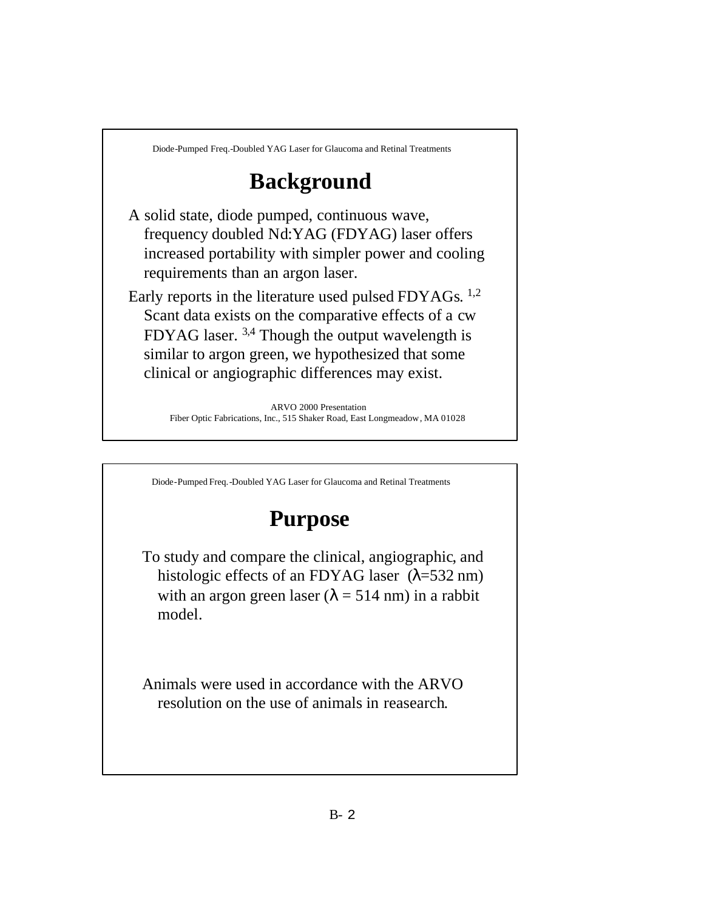Diode-Pumped Freq.-Doubled YAG Laser for Glaucoma and Retinal Treatments

# Background

A solid state, diode pumped, continuous wave, frequency doubled Nd:YAG (FDYAG) laser offers increased portability with simpler power and cooling requirements than an argon laser.

Early reports in the literature used pulsed FDYAGs. [1,2] Scant data exists on the comparative effects of a cw FDYAG laser. [3,4] Though the output wavelength is similar to argon green, we hypothesized that some clinical or angiographic differences may exist.

ARVO 2000 Presentation
Fiber Optic Fabrications, Inc., 515 Shaker Road, East Longmeadow, MA 01028

Diode-Pumped Freq.-Doubled YAG Laser for Glaucoma and Retinal Treatments

# Purpose

To study and compare the clinical, angiographic, and histologic effects of an FDYAG laser ($\lambda$=532 nm) with an argon green laser ($\lambda$ = 514 nm) in a rabbit model.

Animals were used in accordance with the ARVO resolution on the use of animals in reasearch.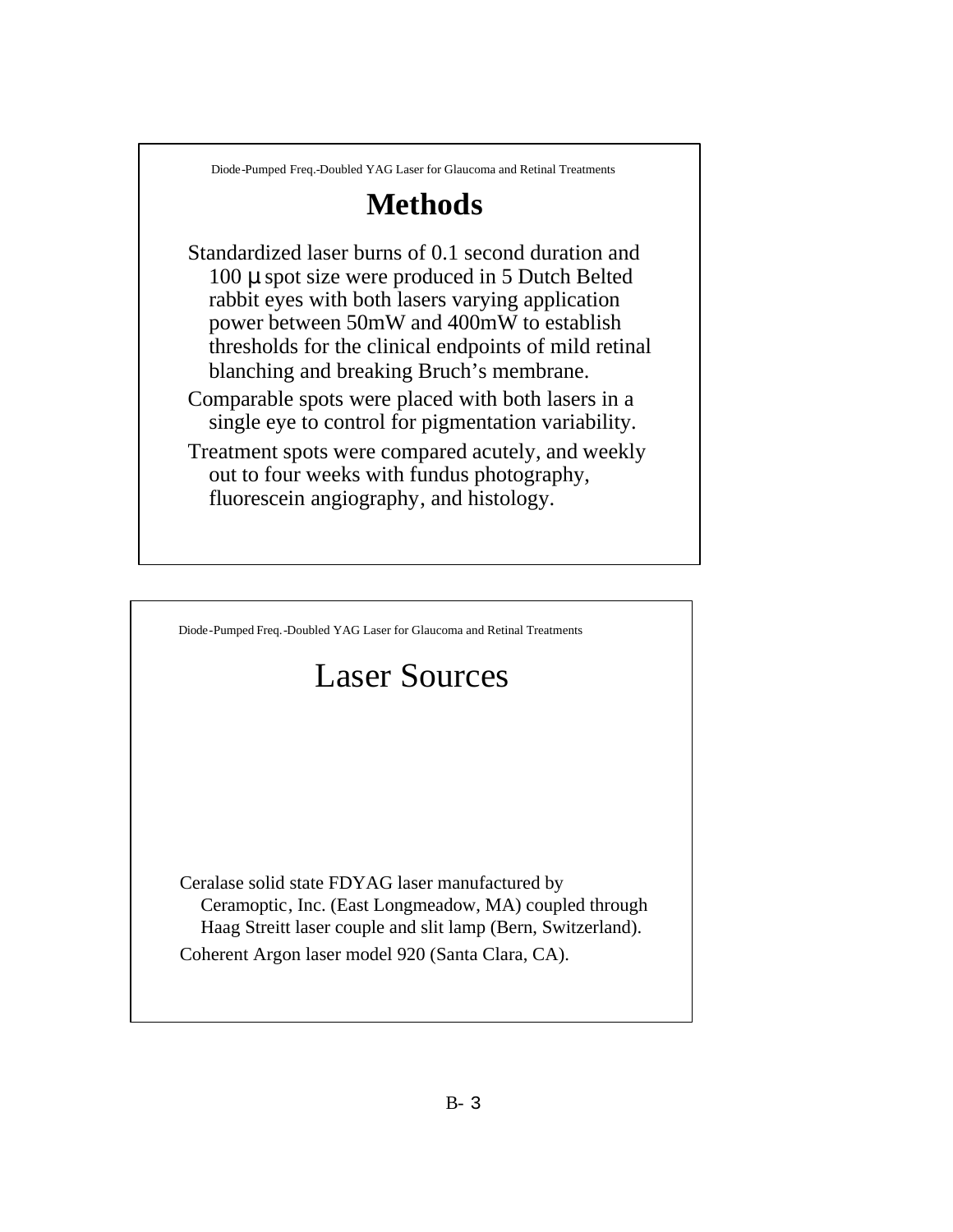Diode-Pumped Freq.-Doubled YAG Laser for Glaucoma and Retinal Treatments

# Methods

Standardized laser burns of 0.1 second duration and 100 μ spot size were produced in 5 Dutch Belted rabbit eyes with both lasers varying application power between 50mW and 400mW to establish thresholds for the clinical endpoints of mild retinal blanching and breaking Bruch's membrane.

Comparable spots were placed with both lasers in a single eye to control for pigmentation variability.

Treatment spots were compared acutely, and weekly out to four weeks with fundus photography, fluorescein angiography, and histology.

Diode-Pumped Freq.-Doubled YAG Laser for Glaucoma and Retinal Treatments

# Laser Sources

Ceralase solid state FDYAG laser manufactured by Ceramoptic, Inc. (East Longmeadow, MA) coupled through Haag Streitt laser couple and slit lamp (Bern, Switzerland).

Coherent Argon laser model 920 (Santa Clara, CA).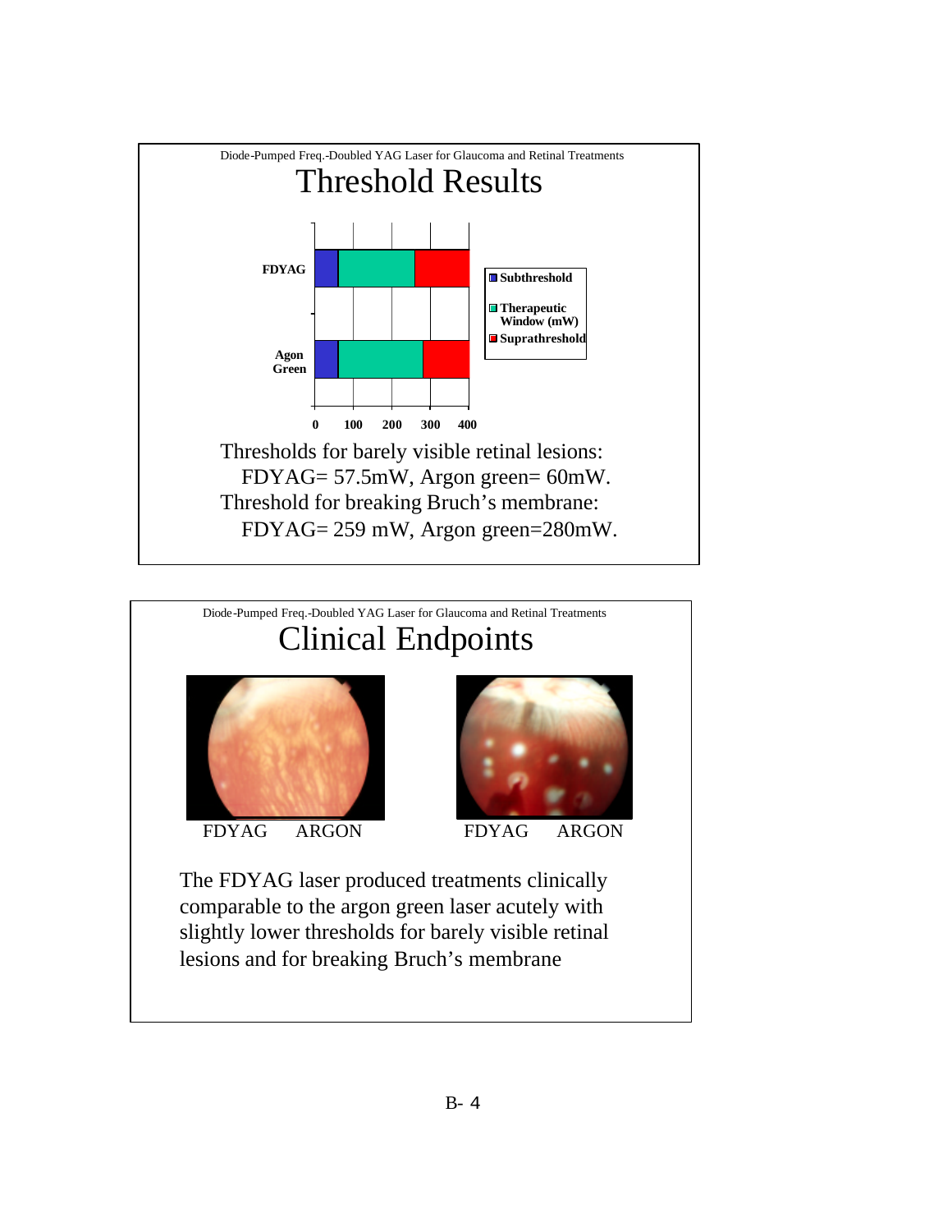Diode-Pumped Freq.-Doubled YAG Laser for Glaucoma and Retinal Treatments

# Threshold Results

FDYAG

Agon Green

0 100 200 300 400

Subthreshold

Therapeutic Window (mW)

Suprathreshold

Thresholds for barely visible retinal lesions:
FDYAG= 57.5mW, Argon green= 60mW.
Threshold for breaking Bruch's membrane:
FDYAG= 259 mW, Argon green=280mW.

Diode-Pumped Freq.-Doubled YAG Laser for Glaucoma and Retinal Treatments

# Clinical Endpoints

FDYAG ARGON

FDYAG ARGON

The FDYAG laser produced treatments clinically comparable to the argon green laser acutely with slightly lower thresholds for barely visible retinal lesions and for breaking Bruch's membrane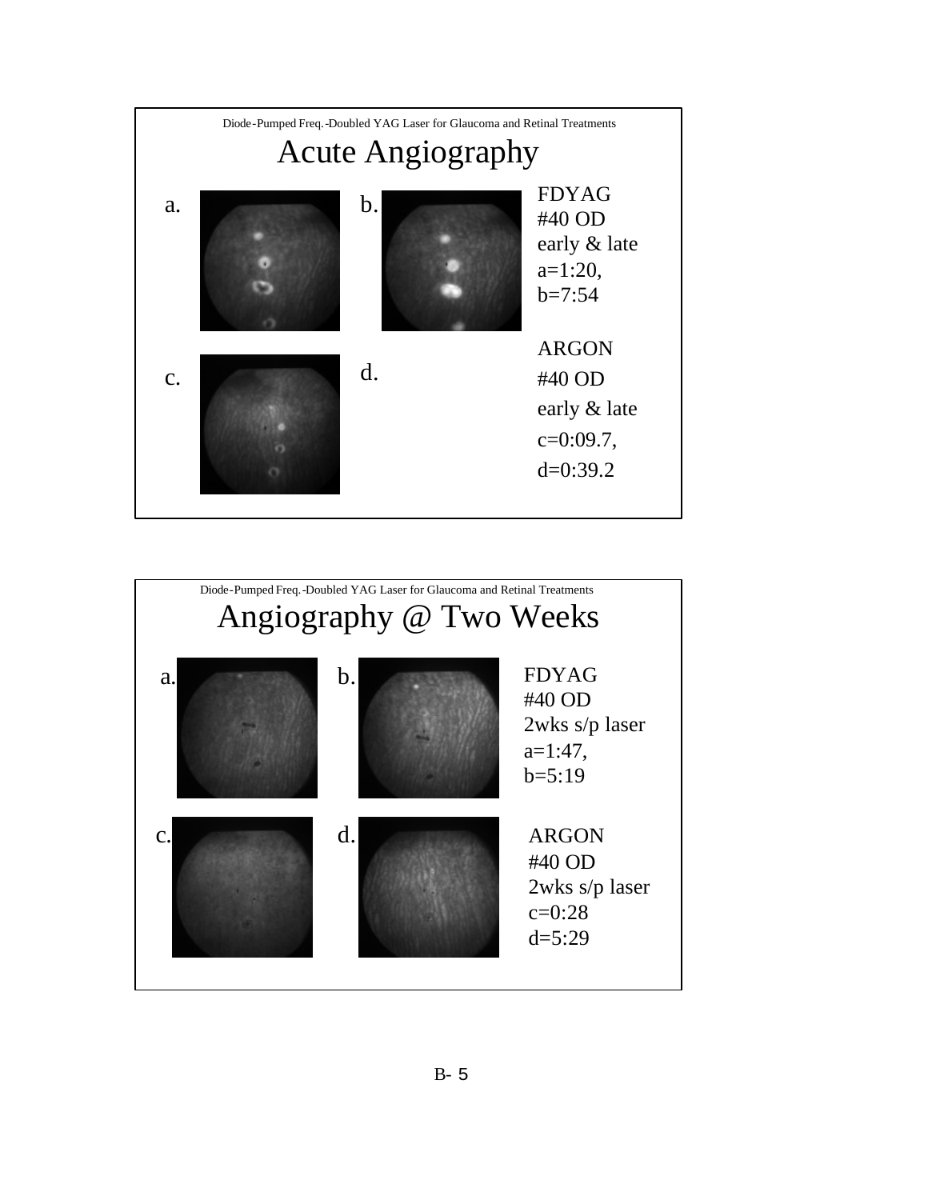Diode-Pumped Freq.-Doubled YAG Laser for Glaucoma and Retinal Treatments

# Acute Angiography

a. b.

FDYAG
#40 OD
early & late
a=1:20,
b=7:54

c. d.

ARGON
#40 OD
early & late
c=0:09.7,
d=0:39.2

Diode-Pumped Freq.-Doubled YAG Laser for Glaucoma and Retinal Treatments

# Angiography @ Two Weeks

a. b.

FDYAG
#40 OD
2wks s/p laser
a=1:47,
b=5:19

c. d.

ARGON
#40 OD
2wks s/p laser
c=0:28
d=5:29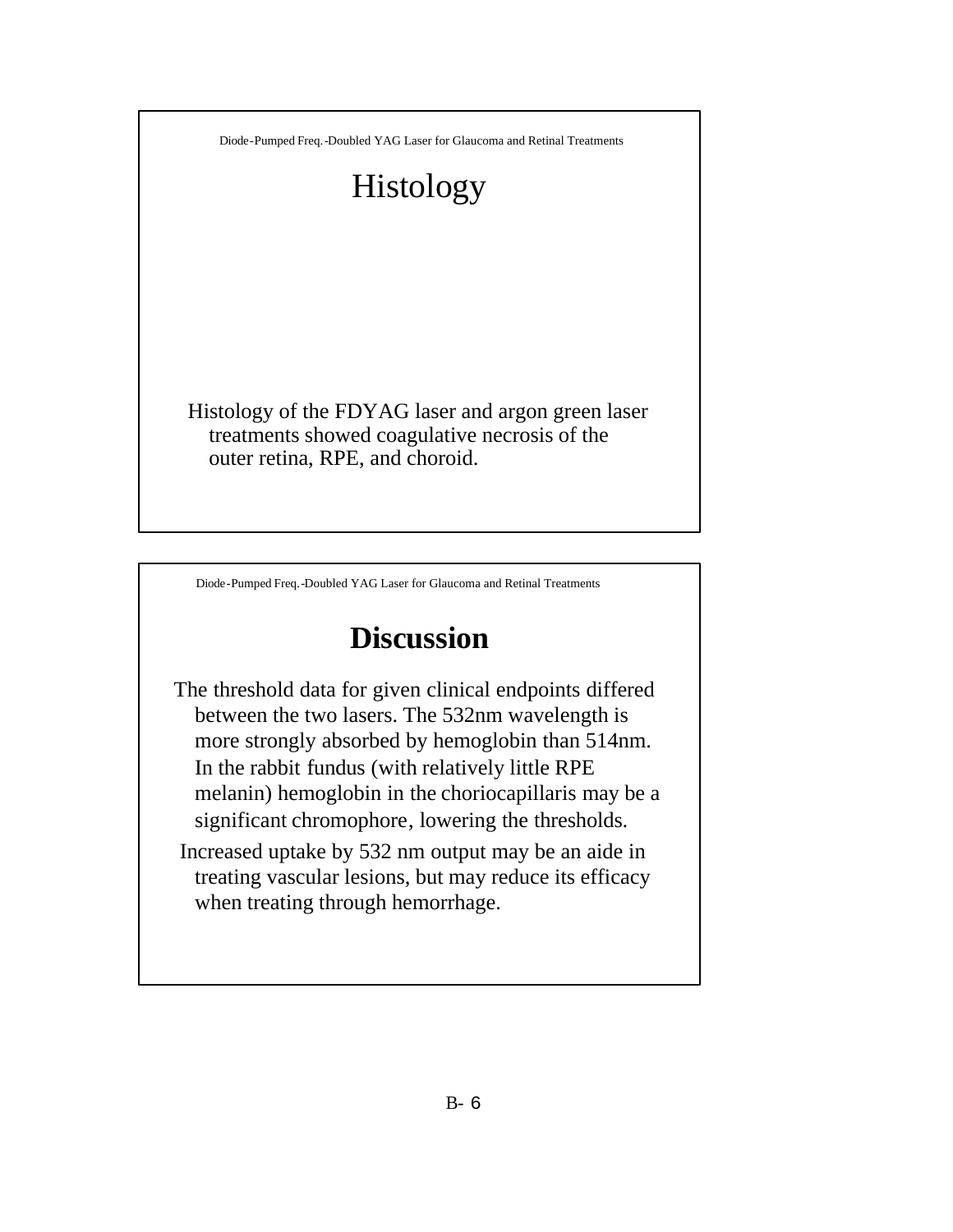# Histology

Histology of the FDYAG laser and argon green laser treatments showed coagulative necrosis of the outer retina, RPE, and choroid.

# Discussion

The threshold data for given clinical endpoints differed between the two lasers. The 532nm wavelength is more strongly absorbed by hemoglobin than 514nm. In the rabbit fundus (with relatively little RPE melanin) hemoglobin in the choriocapillaris may be a significant chromophore, lowering the thresholds.

Increased uptake by 532 nm output may be an aide in treating vascular lesions, but may reduce its efficacy when treating through hemorrhage.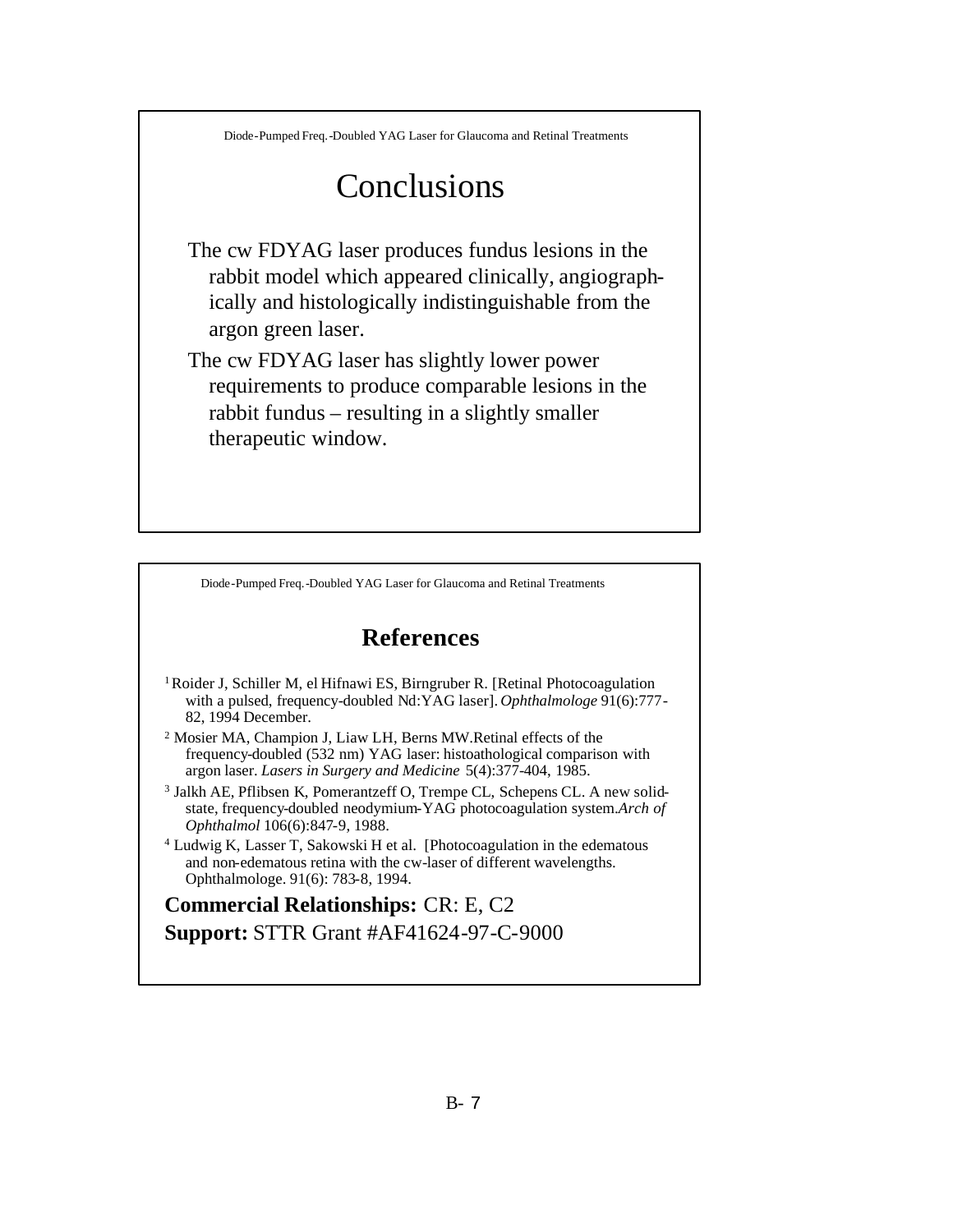## Conclusions

The cw FDYAG laser produces fundus lesions in the rabbit model which appeared clinically, angiographically and histologically indistinguishable from the argon green laser.

The cw FDYAG laser has slightly lower power requirements to produce comparable lesions in the rabbit fundus – resulting in a slightly smaller therapeutic window.

## References

[1] Roider J, Schiller M, el Hifnawi ES, Birngruber R. [Retinal Photocoagulation with a pulsed, frequency-doubled Nd:YAG laser]. *Ophthalmologe* 91(6):777-82, 1994 December.

[2] Mosier MA, Champion J, Liaw LH, Berns MW.Retinal effects of the frequency-doubled (532 nm) YAG laser: histoathological comparison with argon laser. *Lasers in Surgery and Medicine* 5(4):377-404, 1985.

[3] Jalkh AE, Pflibsen K, Pomerantzeff O, Trempe CL, Schepens CL. A new solid-state, frequency-doubled neodymium-YAG photocoagulation system.*Arch of Ophthalmol* 106(6):847-9, 1988.

[4] Ludwig K, Lasser T, Sakowski H et al. [Photocoagulation in the edematous and non-edematous retina with the cw-laser of different wavelengths. Ophthalmologe. 91(6): 783-8, 1994.

**Commercial Relationships:** CR: E, C2

**Support:** STTR Grant #AF41624-97-C-9000